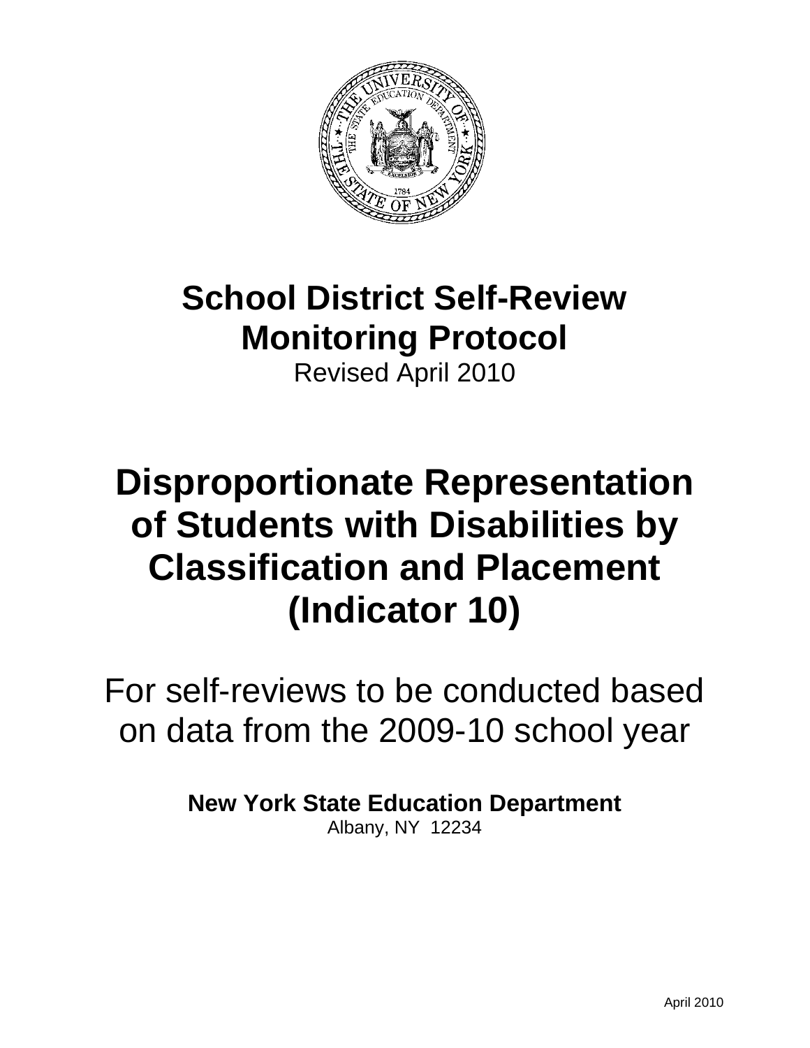# School District Self-Review Monitoring Protocol

Revised April 2010

# Disproportionate Representation of Students with Disabilities by Classification and Placement (Indicator 10)

For self-reviews to be conducted based on data from the 2009-10 school year

**New York State Education Department**

Albany, NY 12234

April 2010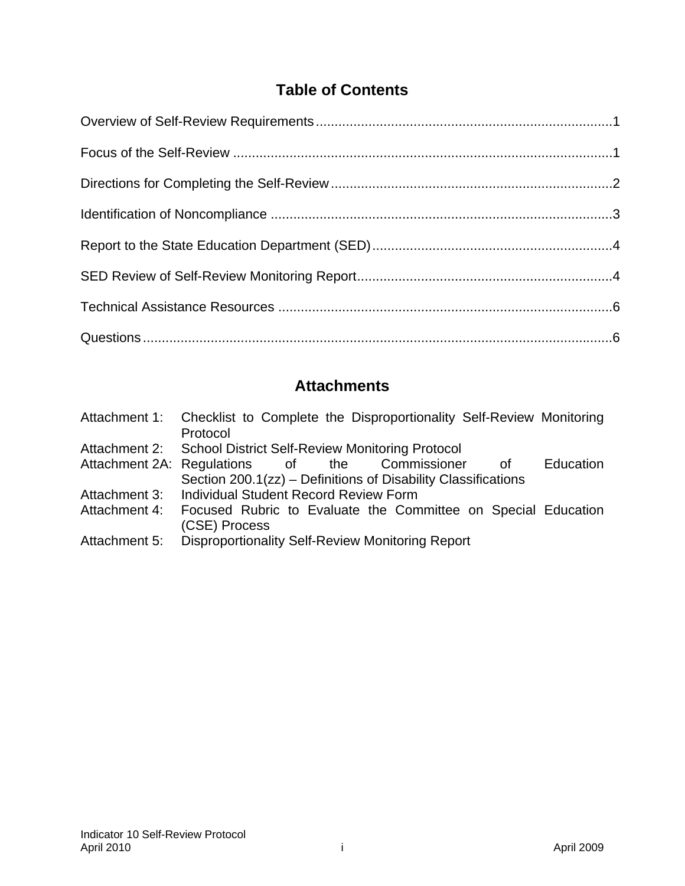## Table of Contents

Overview of Self-Review Requirements ....................................................................1

Focus of the Self-Review ....................................................................1

Directions for Completing the Self-Review ....................................................................2

Identification of Noncompliance ....................................................................3

Report to the State Education Department (SED) ....................................................................4

SED Review of Self-Review Monitoring Report ....................................................................4

Technical Assistance Resources ....................................................................6

Questions ....................................................................6

## Attachments

| | |
|---|---|
| Attachment 1: | Checklist to Complete the Disproportionality Self-Review Monitoring Protocol |
| Attachment 2: | School District Self-Review Monitoring Protocol |
| Attachment 2A: | Regulations of the Commissioner of Education Section 200.1(zz) – Definitions of Disability Classifications |
| Attachment 3: | Individual Student Record Review Form |
| Attachment 4: | Focused Rubric to Evaluate the Committee on Special Education (CSE) Process |
| Attachment 5: | Disproportionality Self-Review Monitoring Report |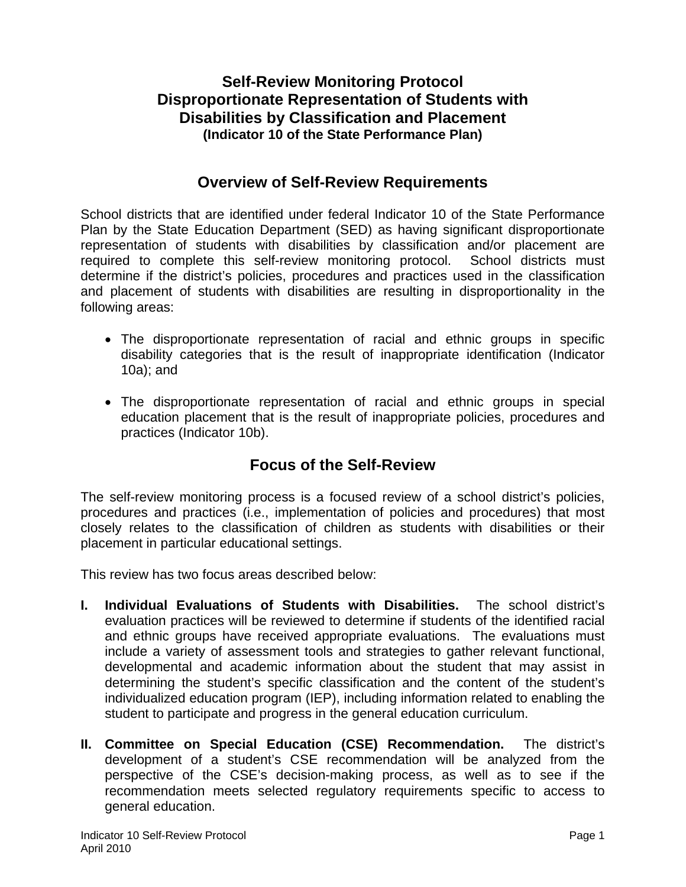# Self-Review Monitoring Protocol
# Disproportionate Representation of Students with Disabilities by Classification and Placement
### (Indicator 10 of the State Performance Plan)

## Overview of Self-Review Requirements

School districts that are identified under federal Indicator 10 of the State Performance Plan by the State Education Department (SED) as having significant disproportionate representation of students with disabilities by classification and/or placement are required to complete this self-review monitoring protocol. School districts must determine if the district's policies, procedures and practices used in the classification and placement of students with disabilities are resulting in disproportionality in the following areas:

- The disproportionate representation of racial and ethnic groups in specific disability categories that is the result of inappropriate identification (Indicator 10a); and
- The disproportionate representation of racial and ethnic groups in special education placement that is the result of inappropriate policies, procedures and practices (Indicator 10b).

## Focus of the Self-Review

The self-review monitoring process is a focused review of a school district's policies, procedures and practices (i.e., implementation of policies and procedures) that most closely relates to the classification of children as students with disabilities or their placement in particular educational settings.

This review has two focus areas described below:

**I. Individual Evaluations of Students with Disabilities.** The school district's evaluation practices will be reviewed to determine if students of the identified racial and ethnic groups have received appropriate evaluations. The evaluations must include a variety of assessment tools and strategies to gather relevant functional, developmental and academic information about the student that may assist in determining the student's specific classification and the content of the student's individualized education program (IEP), including information related to enabling the student to participate and progress in the general education curriculum.

**II. Committee on Special Education (CSE) Recommendation.** The district's development of a student's CSE recommendation will be analyzed from the perspective of the CSE's decision-making process, as well as to see if the recommendation meets selected regulatory requirements specific to access to general education.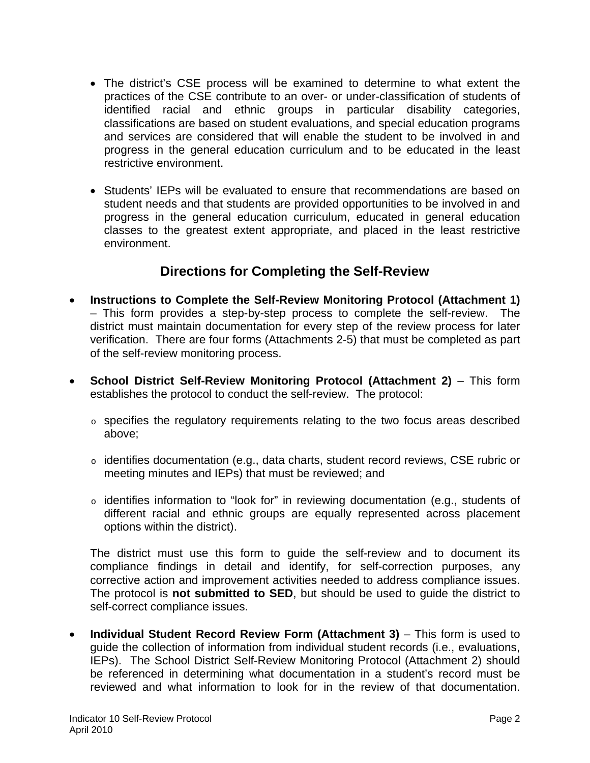- The district's CSE process will be examined to determine to what extent the practices of the CSE contribute to an over- or under-classification of students of identified racial and ethnic groups in particular disability categories, classifications are based on student evaluations, and special education programs and services are considered that will enable the student to be involved in and progress in the general education curriculum and to be educated in the least restrictive environment.

- Students' IEPs will be evaluated to ensure that recommendations are based on student needs and that students are provided opportunities to be involved in and progress in the general education curriculum, educated in general education classes to the greatest extent appropriate, and placed in the least restrictive environment.

## Directions for Completing the Self-Review

- **Instructions to Complete the Self-Review Monitoring Protocol (Attachment 1)** – This form provides a step-by-step process to complete the self-review. The district must maintain documentation for every step of the review process for later verification. There are four forms (Attachments 2-5) that must be completed as part of the self-review monitoring process.

- **School District Self-Review Monitoring Protocol (Attachment 2)** – This form establishes the protocol to conduct the self-review. The protocol:

  - specifies the regulatory requirements relating to the two focus areas described above;

  - identifies documentation (e.g., data charts, student record reviews, CSE rubric or meeting minutes and IEPs) that must be reviewed; and

  - identifies information to "look for" in reviewing documentation (e.g., students of different racial and ethnic groups are equally represented across placement options within the district).

  The district must use this form to guide the self-review and to document its compliance findings in detail and identify, for self-correction purposes, any corrective action and improvement activities needed to address compliance issues. The protocol is **not submitted to SED**, but should be used to guide the district to self-correct compliance issues.

- **Individual Student Record Review Form (Attachment 3)** – This form is used to guide the collection of information from individual student records (i.e., evaluations, IEPs). The School District Self-Review Monitoring Protocol (Attachment 2) should be referenced in determining what documentation in a student's record must be reviewed and what information to look for in the review of that documentation.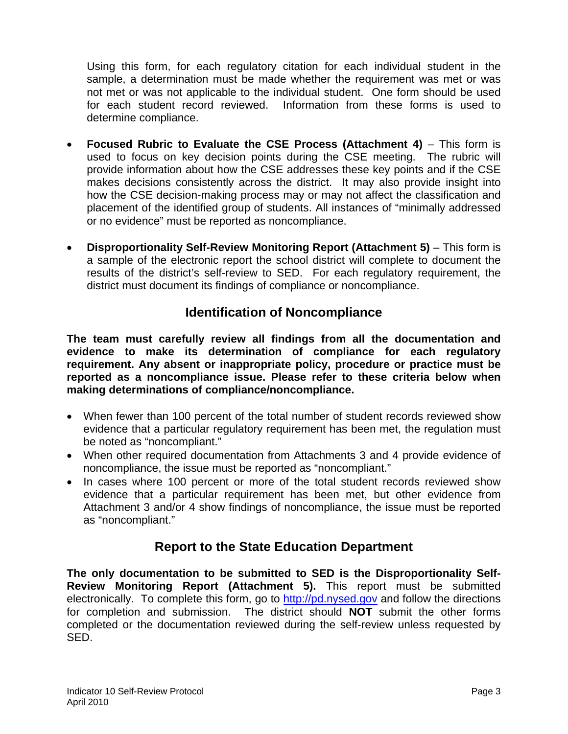Using this form, for each regulatory citation for each individual student in the sample, a determination must be made whether the requirement was met or was not met or was not applicable to the individual student. One form should be used for each student record reviewed. Information from these forms is used to determine compliance.

- **Focused Rubric to Evaluate the CSE Process (Attachment 4)** – This form is used to focus on key decision points during the CSE meeting. The rubric will provide information about how the CSE addresses these key points and if the CSE makes decisions consistently across the district. It may also provide insight into how the CSE decision-making process may or may not affect the classification and placement of the identified group of students. All instances of "minimally addressed or no evidence" must be reported as noncompliance.

- **Disproportionality Self-Review Monitoring Report (Attachment 5)** – This form is a sample of the electronic report the school district will complete to document the results of the district's self-review to SED. For each regulatory requirement, the district must document its findings of compliance or noncompliance.

## Identification of Noncompliance

**The team must carefully review all findings from all the documentation and evidence to make its determination of compliance for each regulatory requirement. Any absent or inappropriate policy, procedure or practice must be reported as a noncompliance issue. Please refer to these criteria below when making determinations of compliance/noncompliance.**

- When fewer than 100 percent of the total number of student records reviewed show evidence that a particular regulatory requirement has been met, the regulation must be noted as "noncompliant."
- When other required documentation from Attachments 3 and 4 provide evidence of noncompliance, the issue must be reported as "noncompliant."
- In cases where 100 percent or more of the total student records reviewed show evidence that a particular requirement has been met, but other evidence from Attachment 3 and/or 4 show findings of noncompliance, the issue must be reported as "noncompliant."

## Report to the State Education Department

**The only documentation to be submitted to SED is the Disproportionality Self-Review Monitoring Report (Attachment 5).** This report must be submitted electronically. To complete this form, go to [http://pd.nysed.gov](http://pd.nysed.gov) and follow the directions for completion and submission. The district should **NOT** submit the other forms completed or the documentation reviewed during the self-review unless requested by SED.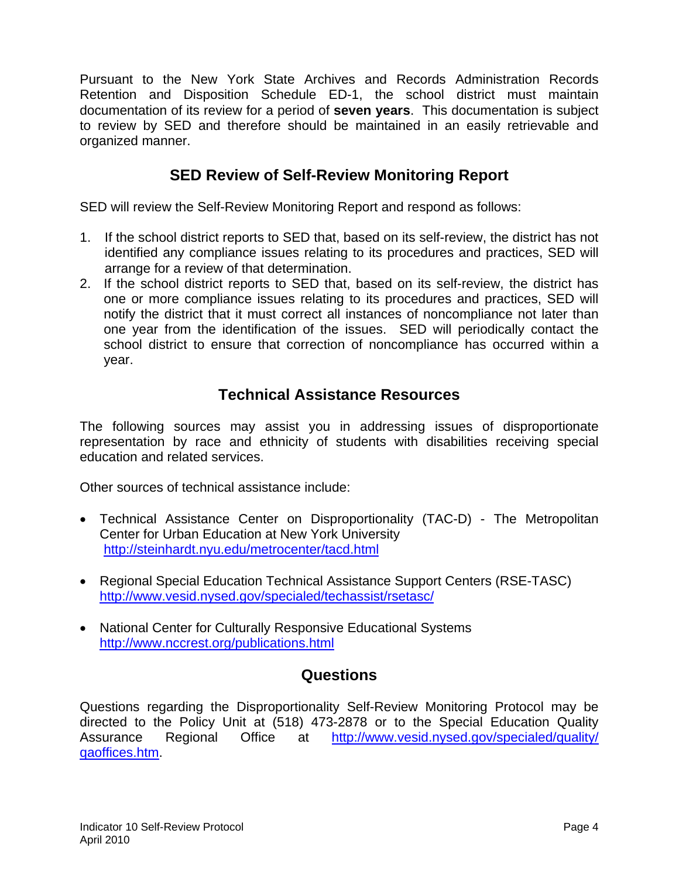Pursuant to the New York State Archives and Records Administration Records Retention and Disposition Schedule ED-1, the school district must maintain documentation of its review for a period of **seven years**. This documentation is subject to review by SED and therefore should be maintained in an easily retrievable and organized manner.

## SED Review of Self-Review Monitoring Report

SED will review the Self-Review Monitoring Report and respond as follows:

1. If the school district reports to SED that, based on its self-review, the district has not identified any compliance issues relating to its procedures and practices, SED will arrange for a review of that determination.
2. If the school district reports to SED that, based on its self-review, the district has one or more compliance issues relating to its procedures and practices, SED will notify the district that it must correct all instances of noncompliance not later than one year from the identification of the issues. SED will periodically contact the school district to ensure that correction of noncompliance has occurred within a year.

## Technical Assistance Resources

The following sources may assist you in addressing issues of disproportionate representation by race and ethnicity of students with disabilities receiving special education and related services.

Other sources of technical assistance include:

- Technical Assistance Center on Disproportionality (TAC-D) - The Metropolitan Center for Urban Education at New York University http://steinhardt.nyu.edu/metrocenter/tacd.html

- Regional Special Education Technical Assistance Support Centers (RSE-TASC) http://www.vesid.nysed.gov/specialed/techassist/rsetasc/

- National Center for Culturally Responsive Educational Systems http://www.nccrest.org/publications.html

## Questions

Questions regarding the Disproportionality Self-Review Monitoring Protocol may be directed to the Policy Unit at (518) 473-2878 or to the Special Education Quality Assurance Regional Office at http://www.vesid.nysed.gov/specialed/quality/qaoffices.htm.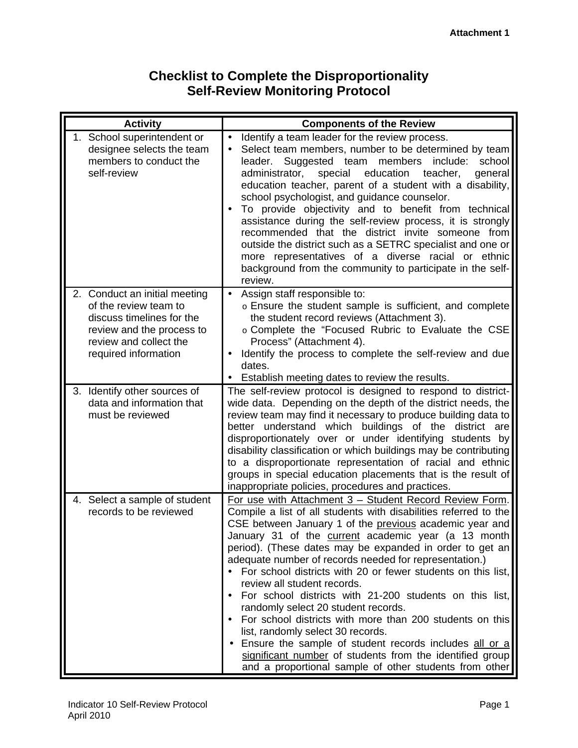Attachment 1

# Checklist to Complete the Disproportionality Self-Review Monitoring Protocol

| Activity | Components of the Review |
|---|---|
| 1. School superintendent or designee selects the team members to conduct the self-review | • Identify a team leader for the review process.<br>• Select team members, number to be determined by team leader. Suggested team members include: school administrator, special education teacher, general education teacher, parent of a student with a disability, school psychologist, and guidance counselor.<br>• To provide objectivity and to benefit from technical assistance during the self-review process, it is strongly recommended that the district invite someone from outside the district such as a SETRC specialist and one or more representatives of a diverse racial or ethnic background from the community to participate in the self-review. |
| 2. Conduct an initial meeting of the review team to discuss timelines for the review and the process to review and collect the required information | • Assign staff responsible to:<br>o Ensure the student sample is sufficient, and complete the student record reviews (Attachment 3).<br>o Complete the "Focused Rubric to Evaluate the CSE Process" (Attachment 4).<br>• Identify the process to complete the self-review and due dates.<br>• Establish meeting dates to review the results. |
| 3. Identify other sources of data and information that must be reviewed | The self-review protocol is designed to respond to district-wide data. Depending on the depth of the district needs, the review team may find it necessary to produce building data to better understand which buildings of the district are disproportionately over or under identifying students by disability classification or which buildings may be contributing to a disproportionate representation of racial and ethnic groups in special education placements that is the result of inappropriate policies, procedures and practices. |
| 4. Select a sample of student records to be reviewed | <u>For use with Attachment 3 – Student Record Review Form</u>. Compile a list of all students with disabilities referred to the CSE between January 1 of the <u>previous</u> academic year and January 31 of the <u>current</u> academic year (a 13 month period). (These dates may be expanded in order to get an adequate number of records needed for representation.)<br>• For school districts with 20 or fewer students on this list, review all student records.<br>• For school districts with 21-200 students on this list, randomly select 20 student records.<br>• For school districts with more than 200 students on this list, randomly select 30 records.<br>• Ensure the sample of student records includes <u>all or a significant number</u> of students from the identified group and a proportional sample of other students from other |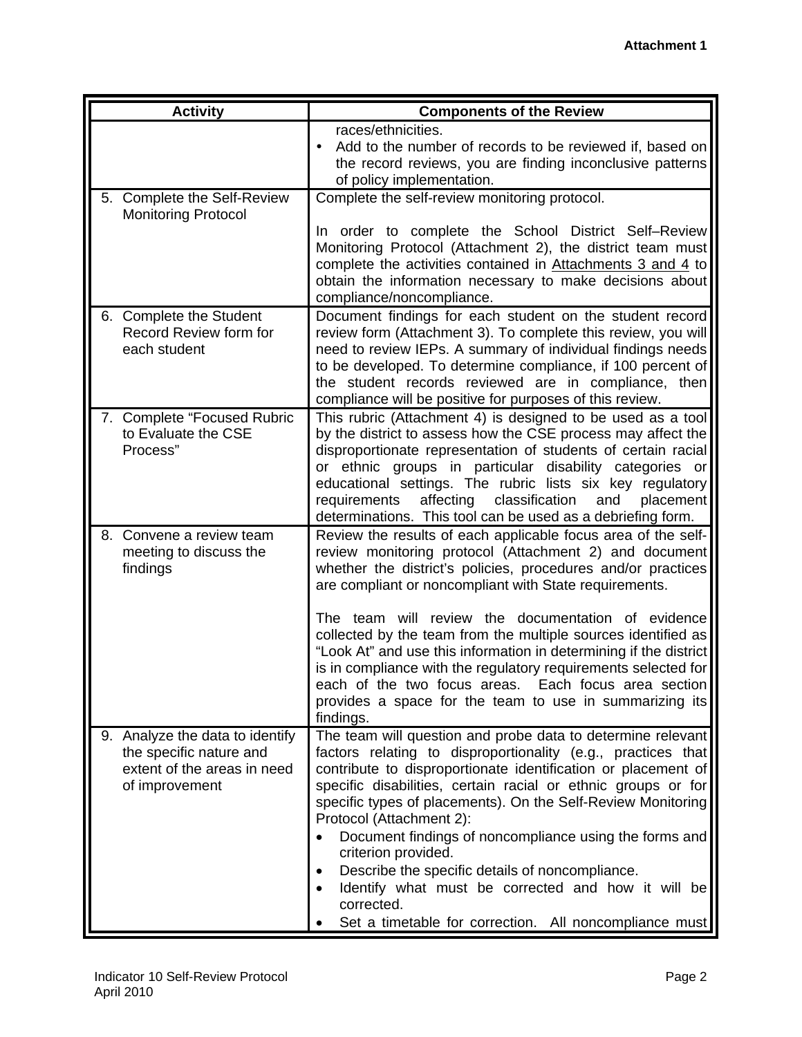**Attachment 1**

| Activity | Components of the Review |
|---|---|
| | races/ethnicities.<br>• Add to the number of records to be reviewed if, based on the record reviews, you are finding inconclusive patterns of policy implementation. |
| 5. Complete the Self-Review Monitoring Protocol | Complete the self-review monitoring protocol.<br><br>In order to complete the School District Self–Review Monitoring Protocol (Attachment 2), the district team must complete the activities contained in Attachments 3 and 4 to obtain the information necessary to make decisions about compliance/noncompliance. |
| 6. Complete the Student Record Review form for each student | Document findings for each student on the student record review form (Attachment 3). To complete this review, you will need to review IEPs. A summary of individual findings needs to be developed. To determine compliance, if 100 percent of the student records reviewed are in compliance, then compliance will be positive for purposes of this review. |
| 7. Complete "Focused Rubric to Evaluate the CSE Process" | This rubric (Attachment 4) is designed to be used as a tool by the district to assess how the CSE process may affect the disproportionate representation of students of certain racial or ethnic groups in particular disability categories or educational settings. The rubric lists six key regulatory requirements affecting classification and placement determinations. This tool can be used as a debriefing form. |
| 8. Convene a review team meeting to discuss the findings | Review the results of each applicable focus area of the self-review monitoring protocol (Attachment 2) and document whether the district's policies, procedures and/or practices are compliant or noncompliant with State requirements.<br><br>The team will review the documentation of evidence collected by the team from the multiple sources identified as "Look At" and use this information in determining if the district is in compliance with the regulatory requirements selected for each of the two focus areas. Each focus area section provides a space for the team to use in summarizing its findings. |
| 9. Analyze the data to identify the specific nature and extent of the areas in need of improvement | The team will question and probe data to determine relevant factors relating to disproportionality (e.g., practices that contribute to disproportionate identification or placement of specific disabilities, certain racial or ethnic groups or for specific types of placements). On the Self-Review Monitoring Protocol (Attachment 2):<br>• Document findings of noncompliance using the forms and criterion provided.<br>• Describe the specific details of noncompliance.<br>• Identify what must be corrected and how it will be corrected.<br>• Set a timetable for correction. All noncompliance must |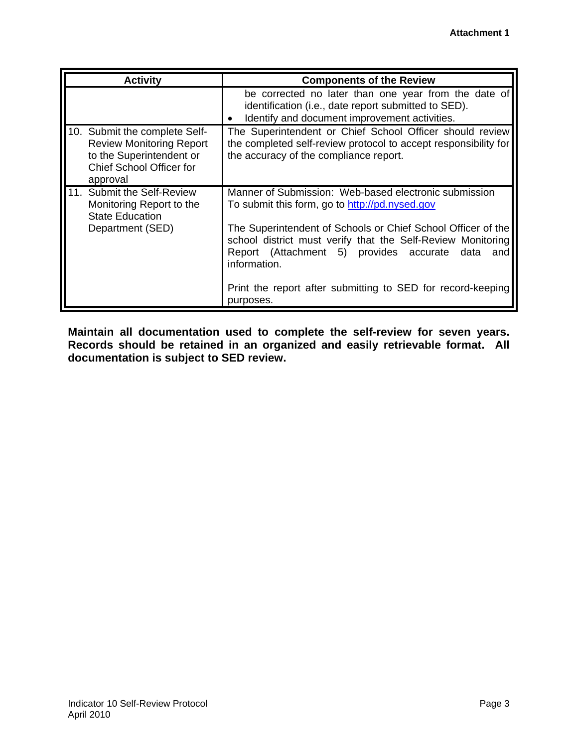**Attachment 1**

| Activity | Components of the Review |
|---|---|
| | be corrected no later than one year from the date of identification (i.e., date report submitted to SED).<br>• Identify and document improvement activities. |
| 10. Submit the complete Self-Review Monitoring Report to the Superintendent or Chief School Officer for approval | The Superintendent or Chief School Officer should review the completed self-review protocol to accept responsibility for the accuracy of the compliance report. |
| 11. Submit the Self-Review Monitoring Report to the State Education Department (SED) | Manner of Submission: Web-based electronic submission<br>To submit this form, go to http://pd.nysed.gov<br><br>The Superintendent of Schools or Chief School Officer of the school district must verify that the Self-Review Monitoring Report (Attachment 5) provides accurate data and information.<br><br>Print the report after submitting to SED for record-keeping purposes. |

**Maintain all documentation used to complete the self-review for seven years. Records should be retained in an organized and easily retrievable format. All documentation is subject to SED review.**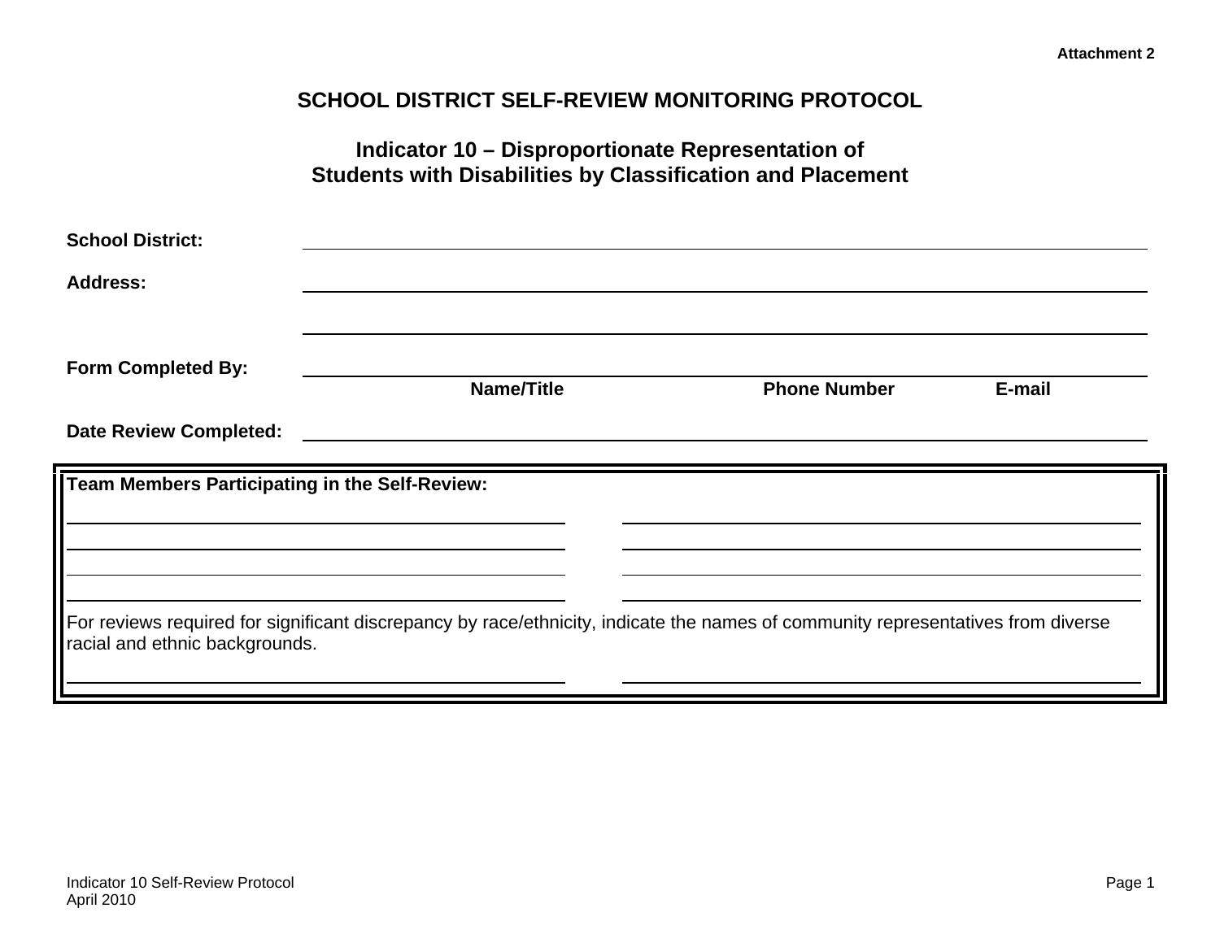Attachment 2

# SCHOOL DISTRICT SELF-REVIEW MONITORING PROTOCOL

## Indicator 10 – Disproportionate Representation of Students with Disabilities by Classification and Placement

**School District:** ______________________________________________

**Address:** ______________________________________________

______________________________________________

**Form Completed By:** ______________________________________________

**Name/Title** **Phone Number** **E-mail**

**Date Review Completed:** ______________________________________________

**Team Members Participating in the Self-Review:**

______________________ ______________________

______________________ ______________________

______________________ ______________________

______________________ ______________________

For reviews required for significant discrepancy by race/ethnicity, indicate the names of community representatives from diverse racial and ethnic backgrounds.

______________________ ______________________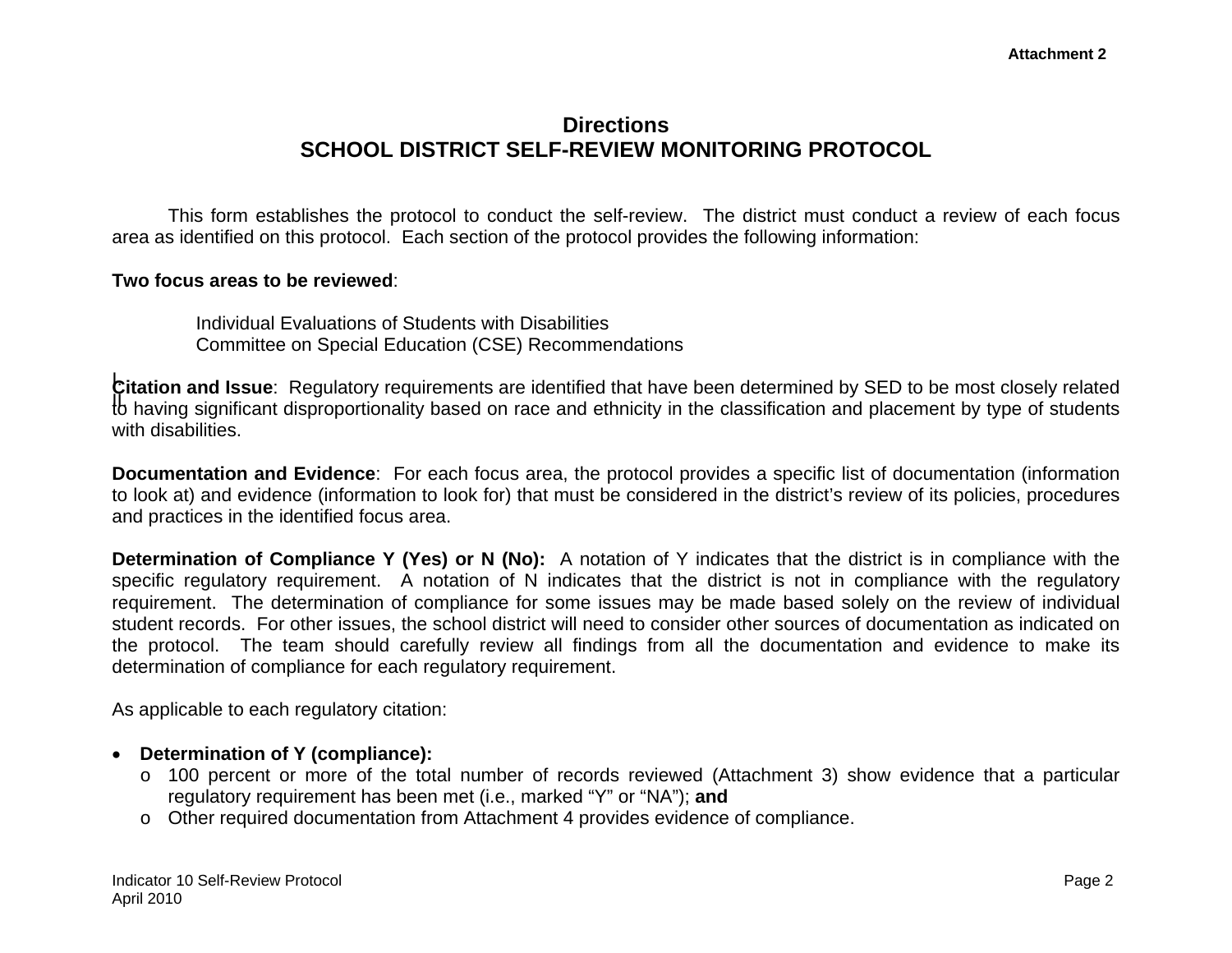Attachment 2

# Directions
# SCHOOL DISTRICT SELF-REVIEW MONITORING PROTOCOL

This form establishes the protocol to conduct the self-review. The district must conduct a review of each focus area as identified on this protocol. Each section of the protocol provides the following information:

**Two focus areas to be reviewed**:

Individual Evaluations of Students with Disabilities
Committee on Special Education (CSE) Recommendations

**Citation and Issue**: Regulatory requirements are identified that have been determined by SED to be most closely related to having significant disproportionality based on race and ethnicity in the classification and placement by type of students with disabilities.

**Documentation and Evidence**: For each focus area, the protocol provides a specific list of documentation (information to look at) and evidence (information to look for) that must be considered in the district's review of its policies, procedures and practices in the identified focus area.

**Determination of Compliance Y (Yes) or N (No):** A notation of Y indicates that the district is in compliance with the specific regulatory requirement. A notation of N indicates that the district is not in compliance with the regulatory requirement. The determination of compliance for some issues may be made based solely on the review of individual student records. For other issues, the school district will need to consider other sources of documentation as indicated on the protocol. The team should carefully review all findings from all the documentation and evidence to make its determination of compliance for each regulatory requirement.

As applicable to each regulatory citation:

- **Determination of Y (compliance):**
  - 100 percent or more of the total number of records reviewed (Attachment 3) show evidence that a particular regulatory requirement has been met (i.e., marked "Y" or "NA"); **and**
  - Other required documentation from Attachment 4 provides evidence of compliance.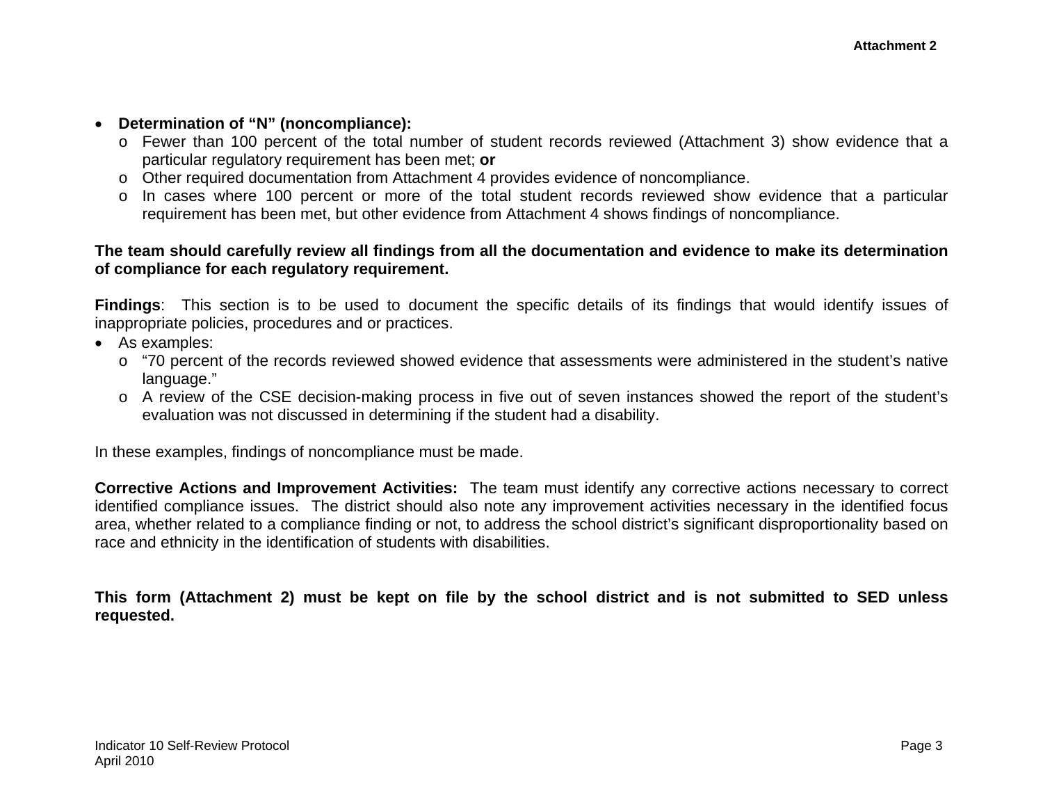- **Determination of "N" (noncompliance):**
  - Fewer than 100 percent of the total number of student records reviewed (Attachment 3) show evidence that a particular regulatory requirement has been met; **or**
  - Other required documentation from Attachment 4 provides evidence of noncompliance.
  - In cases where 100 percent or more of the total student records reviewed show evidence that a particular requirement has been met, but other evidence from Attachment 4 shows findings of noncompliance.

**The team should carefully review all findings from all the documentation and evidence to make its determination of compliance for each regulatory requirement.**

**Findings**: This section is to be used to document the specific details of its findings that would identify issues of inappropriate policies, procedures and or practices.

- As examples:
  - "70 percent of the records reviewed showed evidence that assessments were administered in the student's native language."
  - A review of the CSE decision-making process in five out of seven instances showed the report of the student's evaluation was not discussed in determining if the student had a disability.

In these examples, findings of noncompliance must be made.

**Corrective Actions and Improvement Activities:** The team must identify any corrective actions necessary to correct identified compliance issues. The district should also note any improvement activities necessary in the identified focus area, whether related to a compliance finding or not, to address the school district's significant disproportionality based on race and ethnicity in the identification of students with disabilities.

**This form (Attachment 2) must be kept on file by the school district and is not submitted to SED unless requested.**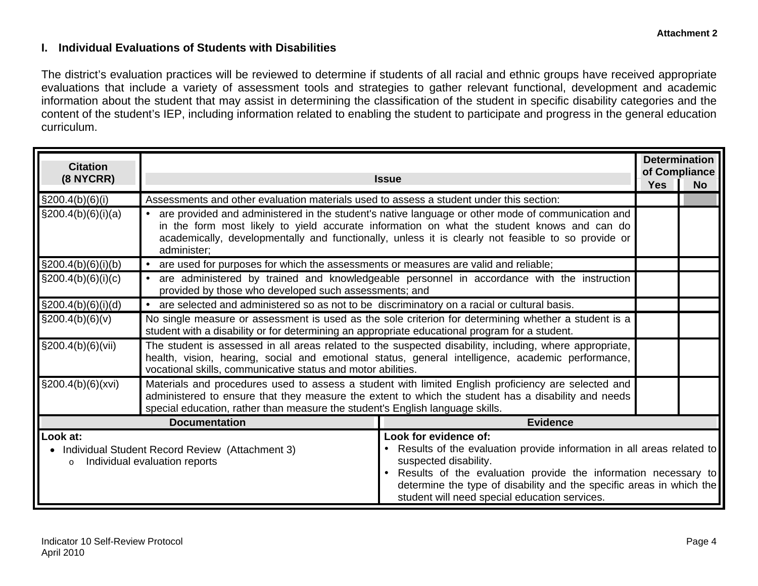**Attachment 2**

## I. Individual Evaluations of Students with Disabilities

The district's evaluation practices will be reviewed to determine if students of all racial and ethnic groups have received appropriate evaluations that include a variety of assessment tools and strategies to gather relevant functional, development and academic information about the student that may assist in determining the classification of the student in specific disability categories and the content of the student's IEP, including information related to enabling the student to participate and progress in the general education curriculum.

| Citation (8 NYCRR) | Issue | Determination of Compliance | |
|---|---|---|---|
| | | Yes | No |
| §200.4(b)(6)(i) | Assessments and other evaluation materials used to assess a student under this section: | | |
| §200.4(b)(6)(i)(a) | • are provided and administered in the student's native language or other mode of communication and in the form most likely to yield accurate information on what the student knows and can do academically, developmentally and functionally, unless it is clearly not feasible to so provide or administer; | | |
| §200.4(b)(6)(i)(b) | • are used for purposes for which the assessments or measures are valid and reliable; | | |
| §200.4(b)(6)(i)(c) | • are administered by trained and knowledgeable personnel in accordance with the instruction provided by those who developed such assessments; and | | |
| §200.4(b)(6)(i)(d) | • are selected and administered so as not to be discriminatory on a racial or cultural basis. | | |
| §200.4(b)(6)(v) | No single measure or assessment is used as the sole criterion for determining whether a student is a student with a disability or for determining an appropriate educational program for a student. | | |
| §200.4(b)(6)(vii) | The student is assessed in all areas related to the suspected disability, including, where appropriate, health, vision, hearing, social and emotional status, general intelligence, academic performance, vocational skills, communicative status and motor abilities. | | |
| §200.4(b)(6)(xvi) | Materials and procedures used to assess a student with limited English proficiency are selected and administered to ensure that they measure the extent to which the student has a disability and needs special education, rather than measure the student's English language skills. | | |

| Documentation | Evidence |
|---|---|
| **Look at:**<br>• Individual Student Record Review (Attachment 3)<br>&nbsp;&nbsp;&nbsp;&nbsp;o Individual evaluation reports | **Look for evidence of:**<br>• Results of the evaluation provide information in all areas related to suspected disability.<br>• Results of the evaluation provide the information necessary to determine the type of disability and the specific areas in which the student will need special education services. |

Indicator 10 Self-Review Protocol
April 2010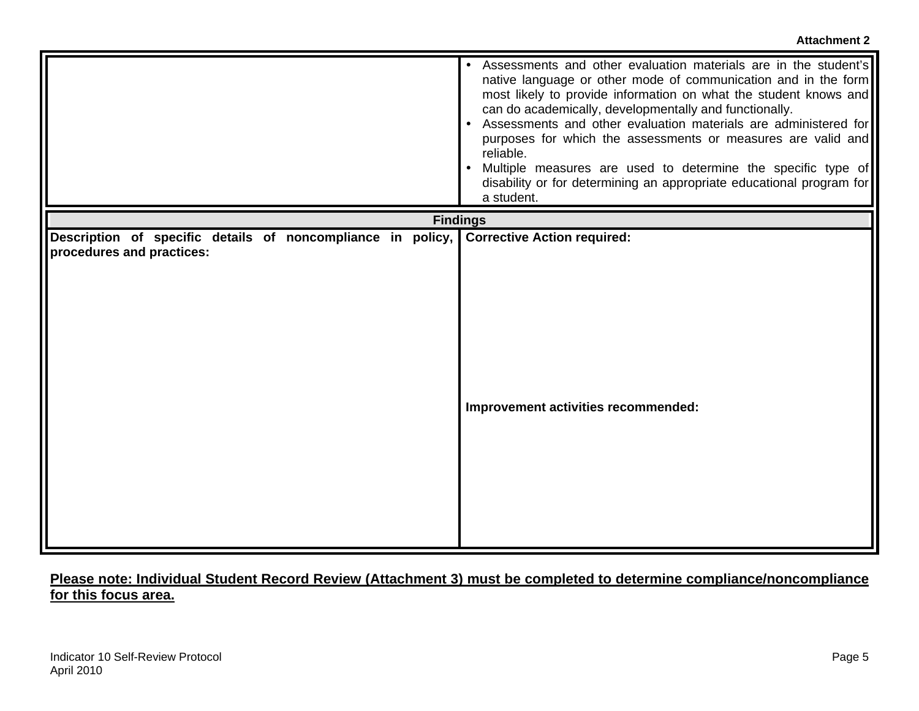**Attachment 2**

| | |
|---|---|
| | • Assessments and other evaluation materials are in the student's native language or other mode of communication and in the form most likely to provide information on what the student knows and can do academically, developmentally and functionally.<br>• Assessments and other evaluation materials are administered for purposes for which the assessments or measures are valid and reliable.<br>• Multiple measures are used to determine the specific type of disability or for determining an appropriate educational program for a student. |

| **Findings** | |
|---|---|
| **Description of specific details of noncompliance in policy, procedures and practices:** | **Corrective Action required:**<br><br><br><br><br>**Improvement activities recommended:** |

**<u>Please note: Individual Student Record Review (Attachment 3) must be completed to determine compliance/noncompliance for this focus area.</u>**

Indicator 10 Self-Review Protocol
April 2010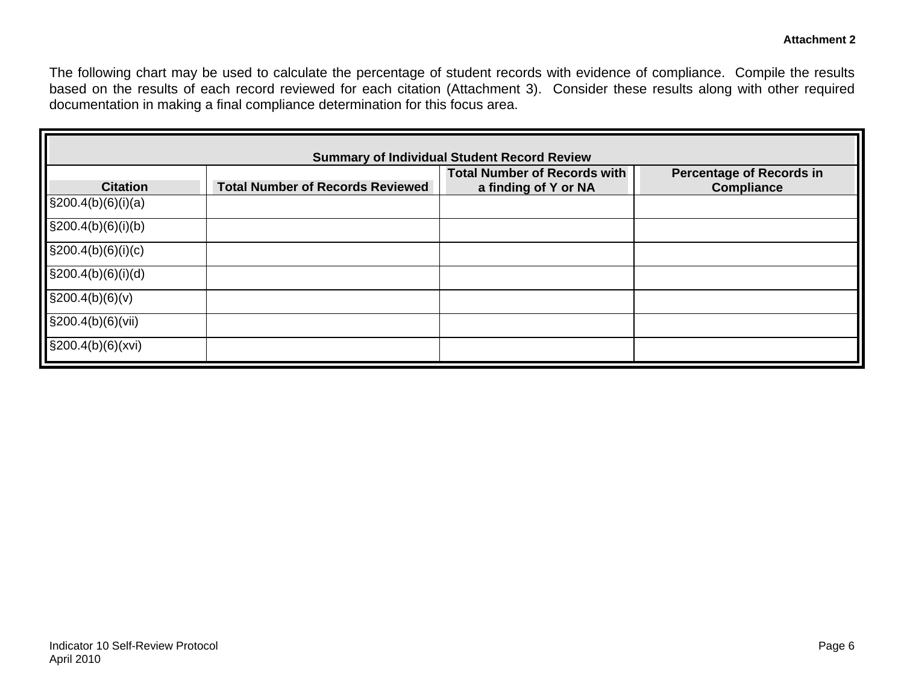**Attachment 2**

The following chart may be used to calculate the percentage of student records with evidence of compliance. Compile the results based on the results of each record reviewed for each citation (Attachment 3). Consider these results along with other required documentation in making a final compliance determination for this focus area.

**Summary of Individual Student Record Review**

| Citation | Total Number of Records Reviewed | Total Number of Records with a finding of Y or NA | Percentage of Records in Compliance |
|---|---|---|---|
| §200.4(b)(6)(i)(a) | | | |
| §200.4(b)(6)(i)(b) | | | |
| §200.4(b)(6)(i)(c) | | | |
| §200.4(b)(6)(i)(d) | | | |
| §200.4(b)(6)(v) | | | |
| §200.4(b)(6)(vii) | | | |
| §200.4(b)(6)(xvi) | | | |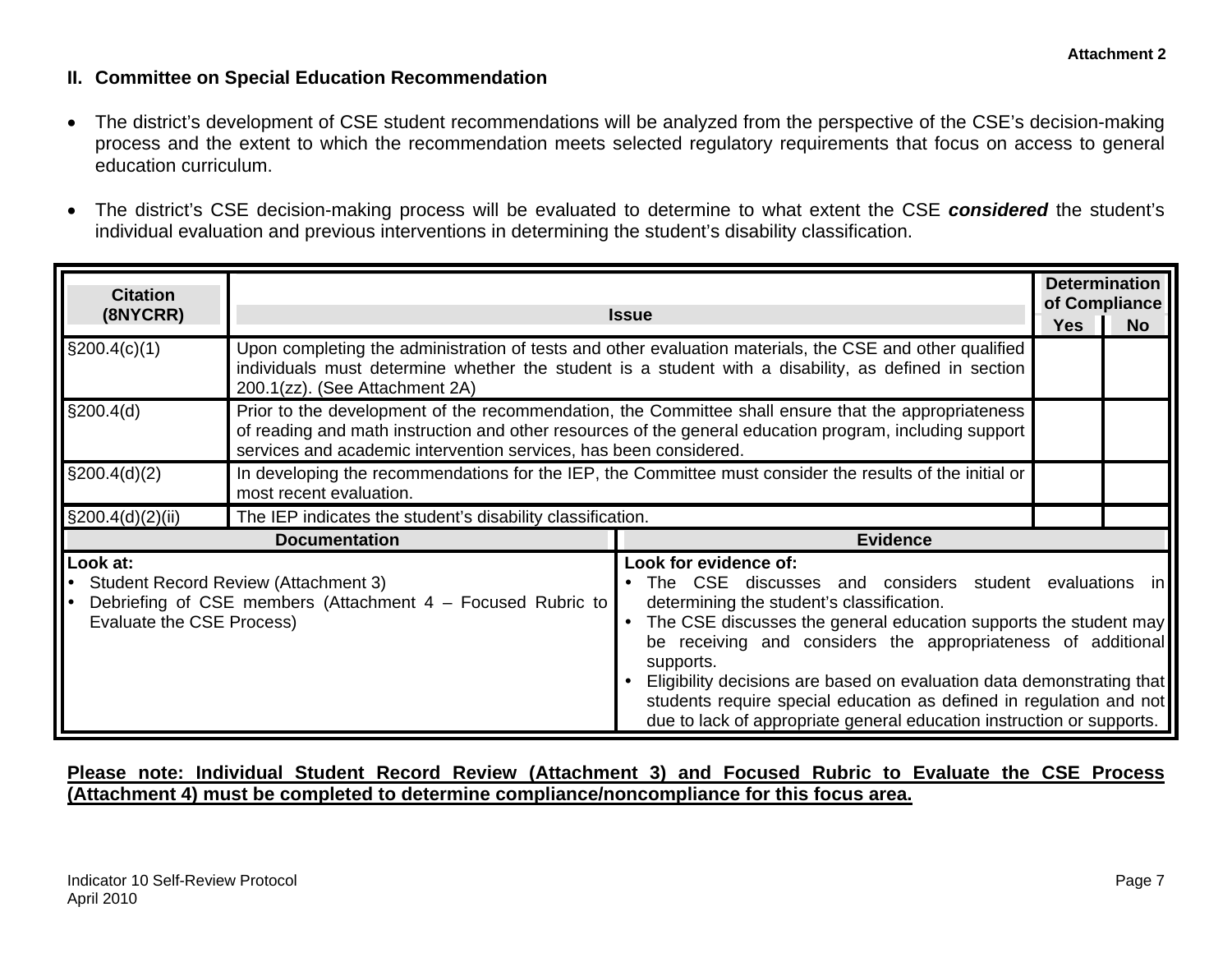Attachment 2

## II. Committee on Special Education Recommendation

- The district's development of CSE student recommendations will be analyzed from the perspective of the CSE's decision-making process and the extent to which the recommendation meets selected regulatory requirements that focus on access to general education curriculum.

- The district's CSE decision-making process will be evaluated to determine to what extent the CSE ***considered*** the student's individual evaluation and previous interventions in determining the student's disability classification.

| Citation (8NYCRR) | Issue | Determination of Compliance | |
|---|---|---|---|
| | | Yes | No |
| §200.4(c)(1) | Upon completing the administration of tests and other evaluation materials, the CSE and other qualified individuals must determine whether the student is a student with a disability, as defined in section 200.1(zz). (See Attachment 2A) | | |
| §200.4(d) | Prior to the development of the recommendation, the Committee shall ensure that the appropriateness of reading and math instruction and other resources of the general education program, including support services and academic intervention services, has been considered. | | |
| §200.4(d)(2) | In developing the recommendations for the IEP, the Committee must consider the results of the initial or most recent evaluation. | | |
| §200.4(d)(2)(ii) | The IEP indicates the student's disability classification. | | |

| Documentation | Evidence |
|---|---|
| **Look at:**<br>• Student Record Review (Attachment 3)<br>• Debriefing of CSE members (Attachment 4 – Focused Rubric to Evaluate the CSE Process) | **Look for evidence of:**<br>• The CSE discusses and considers student evaluations in determining the student's classification.<br>• The CSE discusses the general education supports the student may be receiving and considers the appropriateness of additional supports.<br>• Eligibility decisions are based on evaluation data demonstrating that students require special education as defined in regulation and not due to lack of appropriate general education instruction or supports. |

**<u>Please note: Individual Student Record Review (Attachment 3) and Focused Rubric to Evaluate the CSE Process (Attachment 4) must be completed to determine compliance/noncompliance for this focus area.</u>**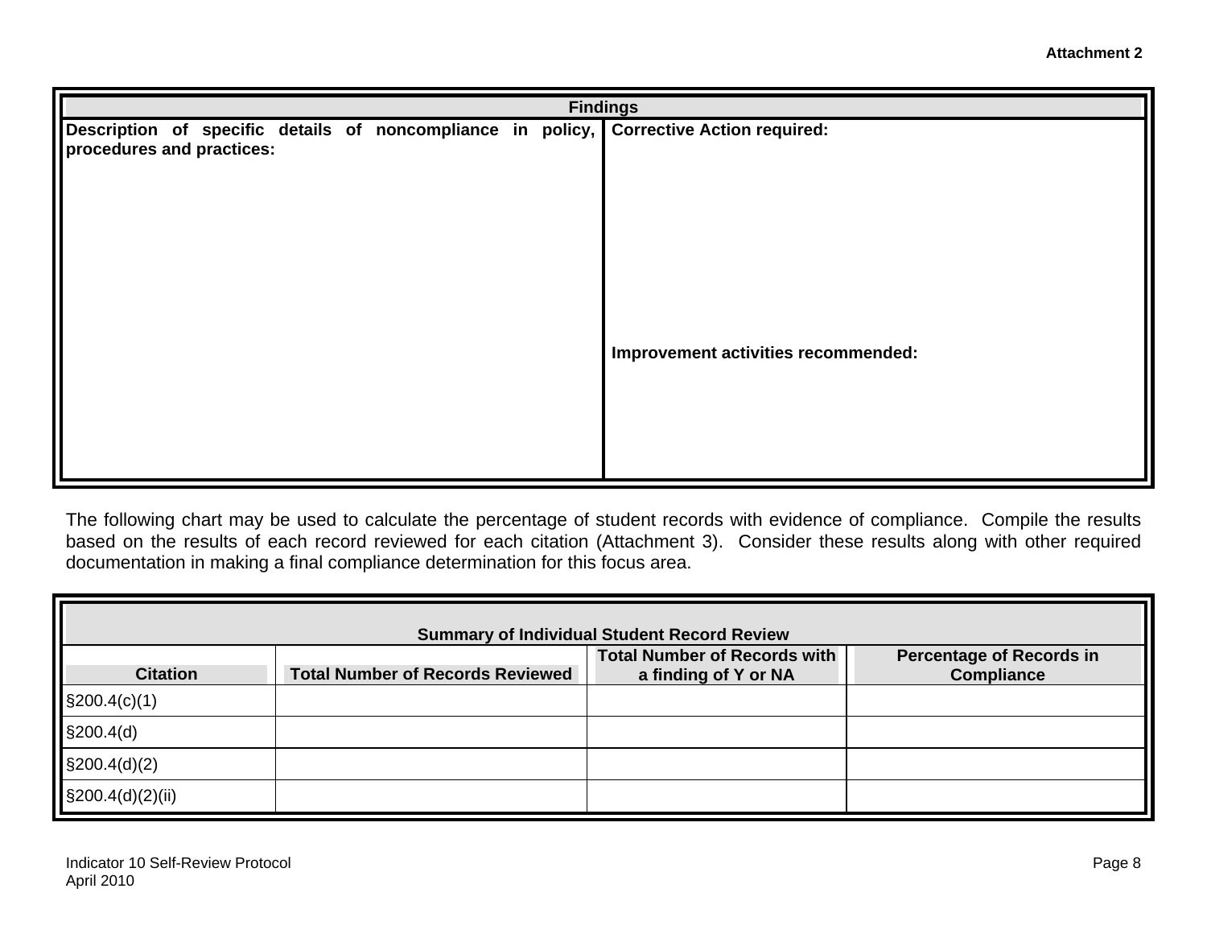**Attachment 2**

| Findings | |
|---|---|
| **Description of specific details of noncompliance in policy, procedures and practices:** | **Corrective Action required:**<br><br><br><br>**Improvement activities recommended:** |

The following chart may be used to calculate the percentage of student records with evidence of compliance. Compile the results based on the results of each record reviewed for each citation (Attachment 3). Consider these results along with other required documentation in making a final compliance determination for this focus area.

| Summary of Individual Student Record Review | | | |
|---|---|---|---|
| **Citation** | **Total Number of Records Reviewed** | **Total Number of Records with a finding of Y or NA** | **Percentage of Records in Compliance** |
| §200.4(c)(1) | | | |
| §200.4(d) | | | |
| §200.4(d)(2) | | | |
| §200.4(d)(2)(ii) | | | |

Indicator 10 Self-Review Protocol
April 2010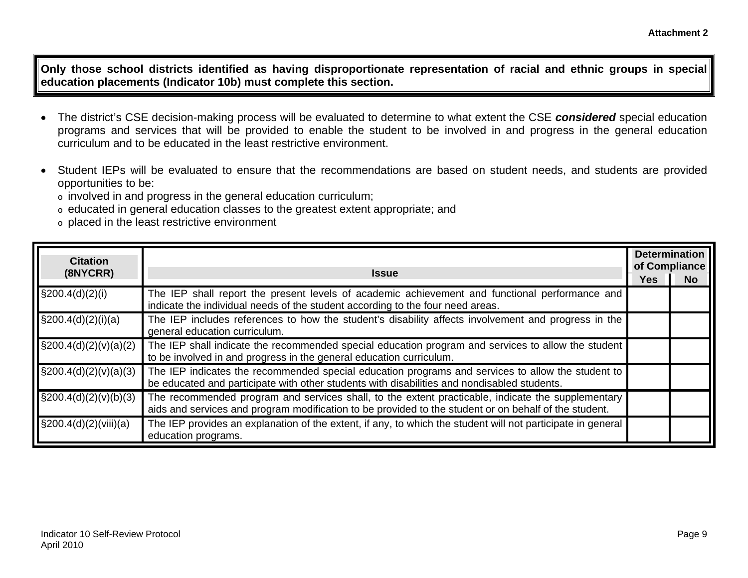Attachment 2

**Only those school districts identified as having disproportionate representation of racial and ethnic groups in special education placements (Indicator 10b) must complete this section.**

- The district's CSE decision-making process will be evaluated to determine to what extent the CSE ***considered*** special education programs and services that will be provided to enable the student to be involved in and progress in the general education curriculum and to be educated in the least restrictive environment.

- Student IEPs will be evaluated to ensure that the recommendations are based on student needs, and students are provided opportunities to be:
  - involved in and progress in the general education curriculum;
  - educated in general education classes to the greatest extent appropriate; and
  - placed in the least restrictive environment

| Citation (8NYCRR) | Issue | Determination of Compliance | |
|---|---|---|---|
| | | **Yes** | **No** |
| §200.4(d)(2)(i) | The IEP shall report the present levels of academic achievement and functional performance and indicate the individual needs of the student according to the four need areas. | | |
| §200.4(d)(2)(i)(a) | The IEP includes references to how the student's disability affects involvement and progress in the general education curriculum. | | |
| §200.4(d)(2)(v)(a)(2) | The IEP shall indicate the recommended special education program and services to allow the student to be involved in and progress in the general education curriculum. | | |
| §200.4(d)(2)(v)(a)(3) | The IEP indicates the recommended special education programs and services to allow the student to be educated and participate with other students with disabilities and nondisabled students. | | |
| §200.4(d)(2)(v)(b)(3) | The recommended program and services shall, to the extent practicable, indicate the supplementary aids and services and program modification to be provided to the student or on behalf of the student. | | |
| §200.4(d)(2)(viii)(a) | The IEP provides an explanation of the extent, if any, to which the student will not participate in general education programs. | | |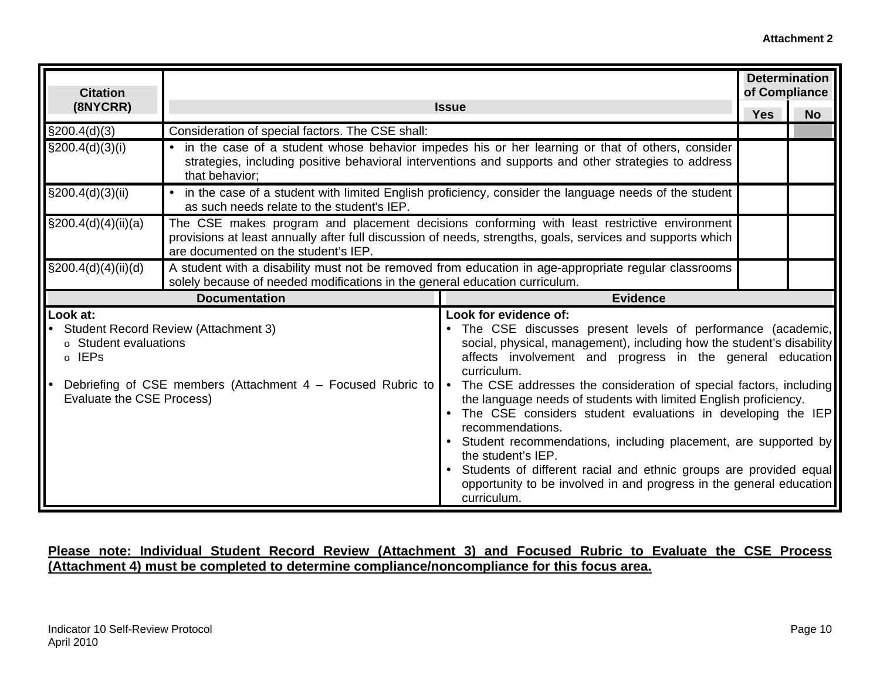**Attachment 2**

| Citation (8NYCRR) | Issue | Determination of Compliance | |
|---|---|---|---|
| | | Yes | No |
| §200.4(d)(3) | Consideration of special factors. The CSE shall: | | |
| §200.4(d)(3)(i) | • in the case of a student whose behavior impedes his or her learning or that of others, consider strategies, including positive behavioral interventions and supports and other strategies to address that behavior; | | |
| §200.4(d)(3)(ii) | • in the case of a student with limited English proficiency, consider the language needs of the student as such needs relate to the student's IEP. | | |
| §200.4(d)(4)(ii)(a) | The CSE makes program and placement decisions conforming with least restrictive environment provisions at least annually after full discussion of needs, strengths, goals, services and supports which are documented on the student's IEP. | | |
| §200.4(d)(4)(ii)(d) | A student with a disability must not be removed from education in age-appropriate regular classrooms solely because of needed modifications in the general education curriculum. | | |

| Documentation | Evidence |
|---|---|
| **Look at:**<br>• Student Record Review (Attachment 3)<br>  o Student evaluations<br>  o IEPs<br><br>• Debriefing of CSE members (Attachment 4 – Focused Rubric to Evaluate the CSE Process) | **Look for evidence of:**<br>• The CSE discusses present levels of performance (academic, social, physical, management), including how the student's disability affects involvement and progress in the general education curriculum.<br>• The CSE addresses the consideration of special factors, including the language needs of students with limited English proficiency.<br>• The CSE considers student evaluations in developing the IEP recommendations.<br>• Student recommendations, including placement, are supported by the student's IEP.<br>• Students of different racial and ethnic groups are provided equal opportunity to be involved in and progress in the general education curriculum. |

**Please note: Individual Student Record Review (Attachment 3) and Focused Rubric to Evaluate the CSE Process (Attachment 4) must be completed to determine compliance/noncompliance for this focus area.**

Indicator 10 Self-Review Protocol
April 2010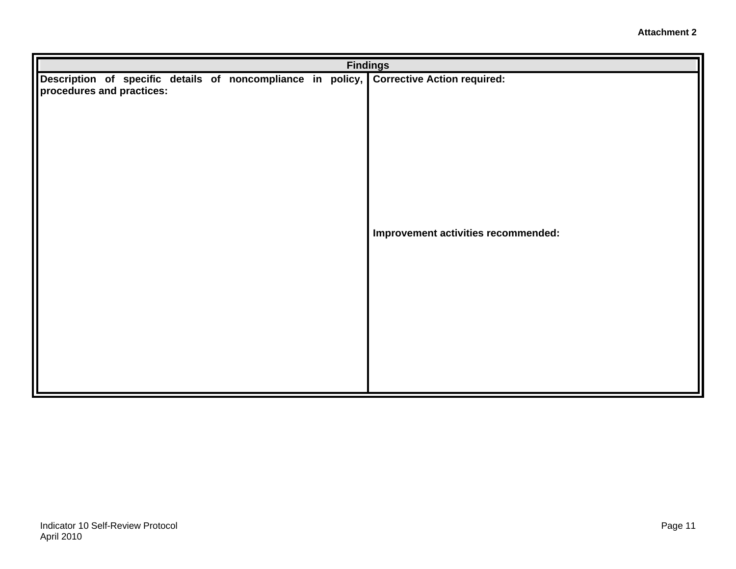**Attachment 2**

| Findings | |
|---|---|
| **Description of specific details of noncompliance in policy, procedures and practices:** | **Corrective Action required:**<br><br><br><br><br><br><br>**Improvement activities recommended:** |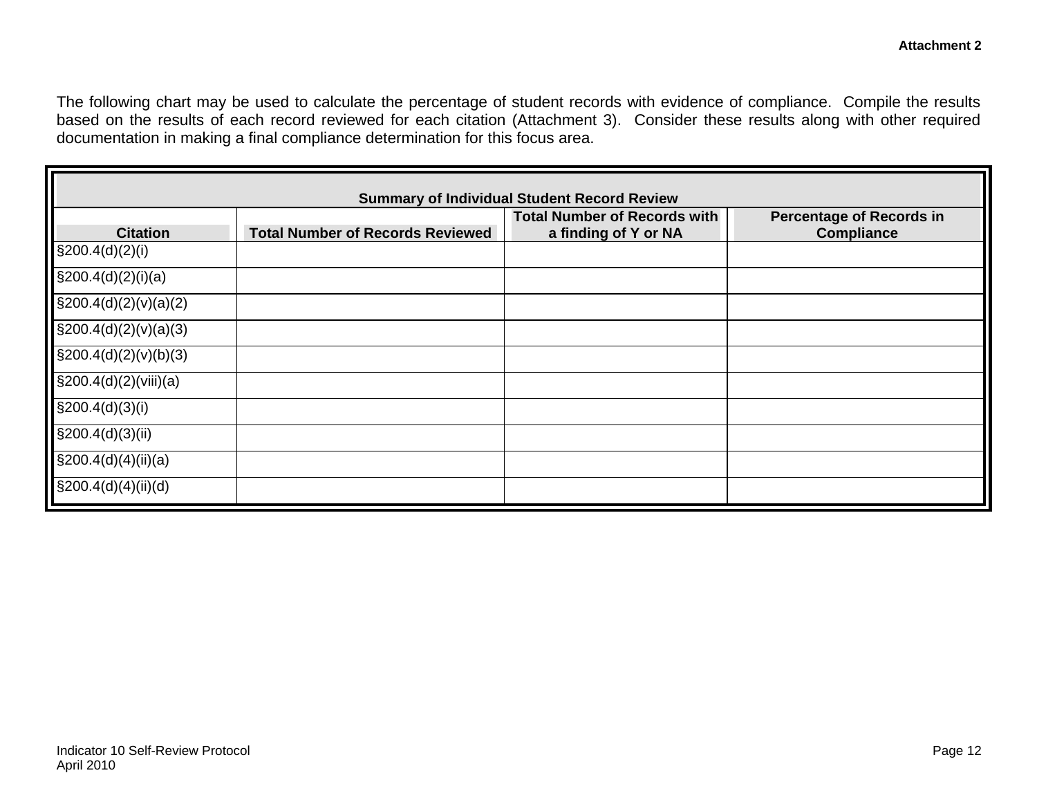**Attachment 2**

The following chart may be used to calculate the percentage of student records with evidence of compliance. Compile the results based on the results of each record reviewed for each citation (Attachment 3). Consider these results along with other required documentation in making a final compliance determination for this focus area.

| Summary of Individual Student Record Review | | | |
|---|---|---|---|
| **Citation** | **Total Number of Records Reviewed** | **Total Number of Records with a finding of Y or NA** | **Percentage of Records in Compliance** |
| §200.4(d)(2)(i) | | | |
| §200.4(d)(2)(i)(a) | | | |
| §200.4(d)(2)(v)(a)(2) | | | |
| §200.4(d)(2)(v)(a)(3) | | | |
| §200.4(d)(2)(v)(b)(3) | | | |
| §200.4(d)(2)(viii)(a) | | | |
| §200.4(d)(3)(i) | | | |
| §200.4(d)(3)(ii) | | | |
| §200.4(d)(4)(ii)(a) | | | |
| §200.4(d)(4)(ii)(d) | | | |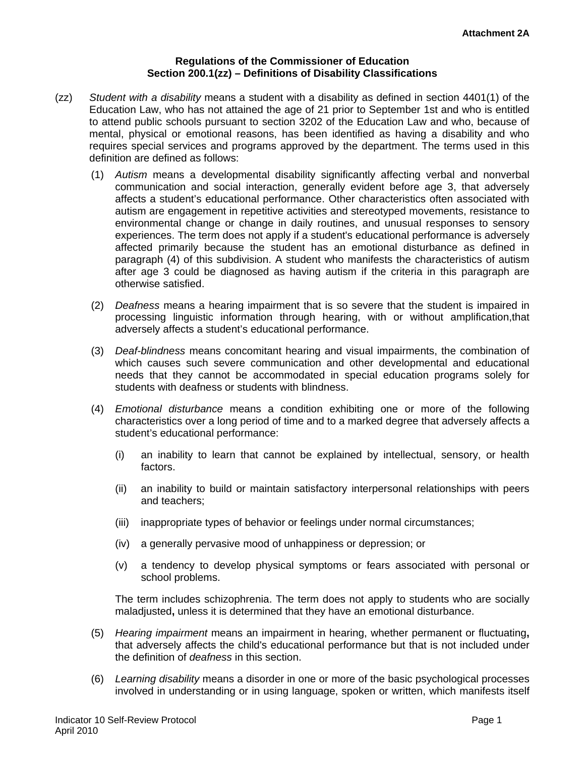**Attachment 2A**

**Regulations of the Commissioner of Education**
**Section 200.1(zz) – Definitions of Disability Classifications**

(zz) *Student with a disability* means a student with a disability as defined in section 4401(1) of the Education Law, who has not attained the age of 21 prior to September 1st and who is entitled to attend public schools pursuant to section 3202 of the Education Law and who, because of mental, physical or emotional reasons, has been identified as having a disability and who requires special services and programs approved by the department. The terms used in this definition are defined as follows:

(1) *Autism* means a developmental disability significantly affecting verbal and nonverbal communication and social interaction, generally evident before age 3, that adversely affects a student's educational performance. Other characteristics often associated with autism are engagement in repetitive activities and stereotyped movements, resistance to environmental change or change in daily routines, and unusual responses to sensory experiences. The term does not apply if a student's educational performance is adversely affected primarily because the student has an emotional disturbance as defined in paragraph (4) of this subdivision. A student who manifests the characteristics of autism after age 3 could be diagnosed as having autism if the criteria in this paragraph are otherwise satisfied.

(2) *Deafness* means a hearing impairment that is so severe that the student is impaired in processing linguistic information through hearing, with or without amplification,that adversely affects a student's educational performance.

(3) *Deaf-blindness* means concomitant hearing and visual impairments, the combination of which causes such severe communication and other developmental and educational needs that they cannot be accommodated in special education programs solely for students with deafness or students with blindness.

(4) *Emotional disturbance* means a condition exhibiting one or more of the following characteristics over a long period of time and to a marked degree that adversely affects a student's educational performance:

(i) an inability to learn that cannot be explained by intellectual, sensory, or health factors.

(ii) an inability to build or maintain satisfactory interpersonal relationships with peers and teachers;

(iii) inappropriate types of behavior or feelings under normal circumstances;

(iv) a generally pervasive mood of unhappiness or depression; or

(v) a tendency to develop physical symptoms or fears associated with personal or school problems.

The term includes schizophrenia. The term does not apply to students who are socially maladjusted**,** unless it is determined that they have an emotional disturbance.

(5) *Hearing impairment* means an impairment in hearing, whether permanent or fluctuating**,** that adversely affects the child's educational performance but that is not included under the definition of *deafness* in this section.

(6) *Learning disability* means a disorder in one or more of the basic psychological processes involved in understanding or in using language, spoken or written, which manifests itself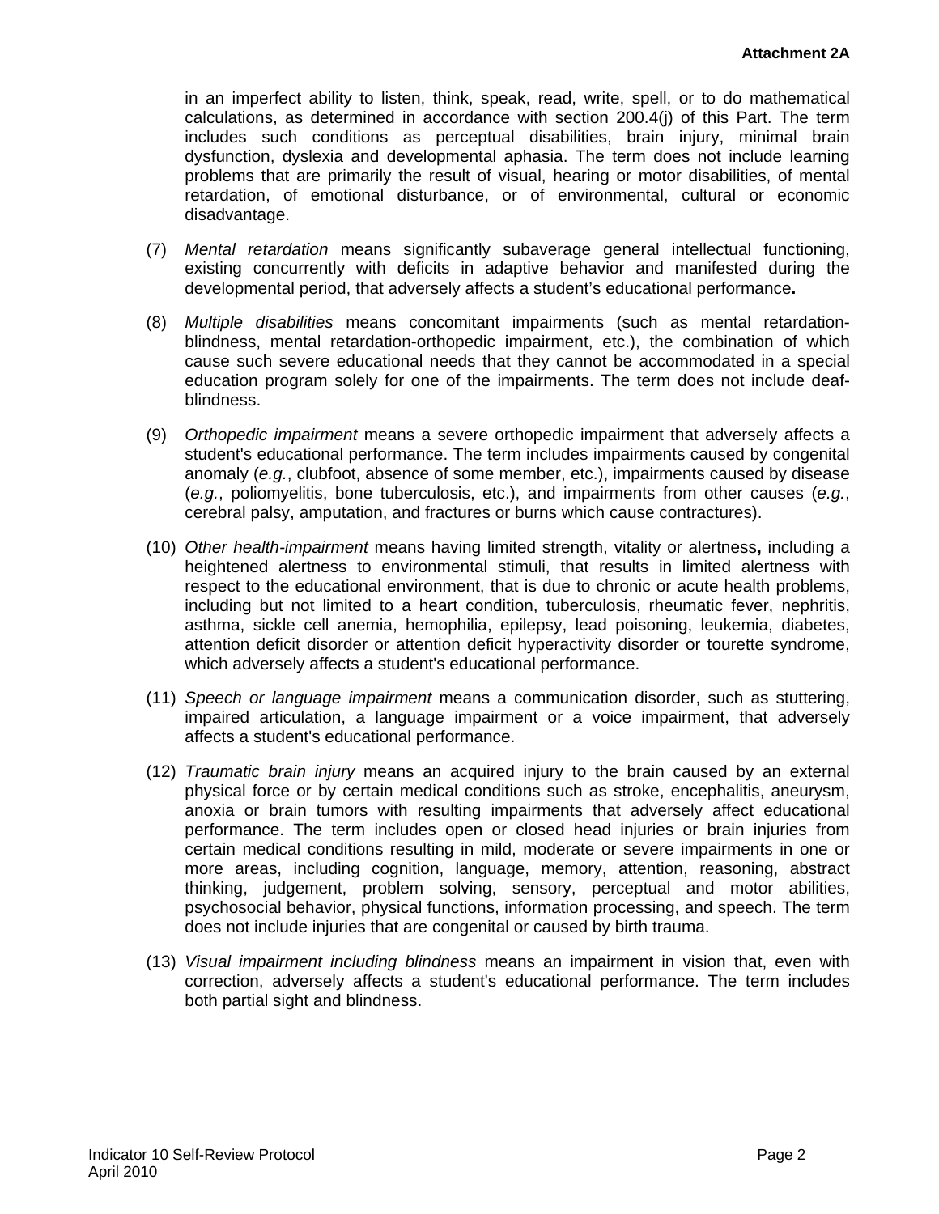in an imperfect ability to listen, think, speak, read, write, spell, or to do mathematical calculations, as determined in accordance with section 200.4(j) of this Part. The term includes such conditions as perceptual disabilities, brain injury, minimal brain dysfunction, dyslexia and developmental aphasia. The term does not include learning problems that are primarily the result of visual, hearing or motor disabilities, of mental retardation, of emotional disturbance, or of environmental, cultural or economic disadvantage.

(7) *Mental retardation* means significantly subaverage general intellectual functioning, existing concurrently with deficits in adaptive behavior and manifested during the developmental period, that adversely affects a student's educational performance**.**

(8) *Multiple disabilities* means concomitant impairments (such as mental retardation-blindness, mental retardation-orthopedic impairment, etc.), the combination of which cause such severe educational needs that they cannot be accommodated in a special education program solely for one of the impairments. The term does not include deaf-blindness.

(9) *Orthopedic impairment* means a severe orthopedic impairment that adversely affects a student's educational performance. The term includes impairments caused by congenital anomaly (*e.g.*, clubfoot, absence of some member, etc.), impairments caused by disease (*e.g.*, poliomyelitis, bone tuberculosis, etc.), and impairments from other causes (*e.g.*, cerebral palsy, amputation, and fractures or burns which cause contractures).

(10) *Other health-impairment* means having limited strength, vitality or alertness**,** including a heightened alertness to environmental stimuli, that results in limited alertness with respect to the educational environment, that is due to chronic or acute health problems, including but not limited to a heart condition, tuberculosis, rheumatic fever, nephritis, asthma, sickle cell anemia, hemophilia, epilepsy, lead poisoning, leukemia, diabetes, attention deficit disorder or attention deficit hyperactivity disorder or tourette syndrome, which adversely affects a student's educational performance.

(11) *Speech or language impairment* means a communication disorder, such as stuttering, impaired articulation, a language impairment or a voice impairment, that adversely affects a student's educational performance.

(12) *Traumatic brain injury* means an acquired injury to the brain caused by an external physical force or by certain medical conditions such as stroke, encephalitis, aneurysm, anoxia or brain tumors with resulting impairments that adversely affect educational performance. The term includes open or closed head injuries or brain injuries from certain medical conditions resulting in mild, moderate or severe impairments in one or more areas, including cognition, language, memory, attention, reasoning, abstract thinking, judgement, problem solving, sensory, perceptual and motor abilities, psychosocial behavior, physical functions, information processing, and speech. The term does not include injuries that are congenital or caused by birth trauma.

(13) *Visual impairment including blindness* means an impairment in vision that, even with correction, adversely affects a student's educational performance. The term includes both partial sight and blindness.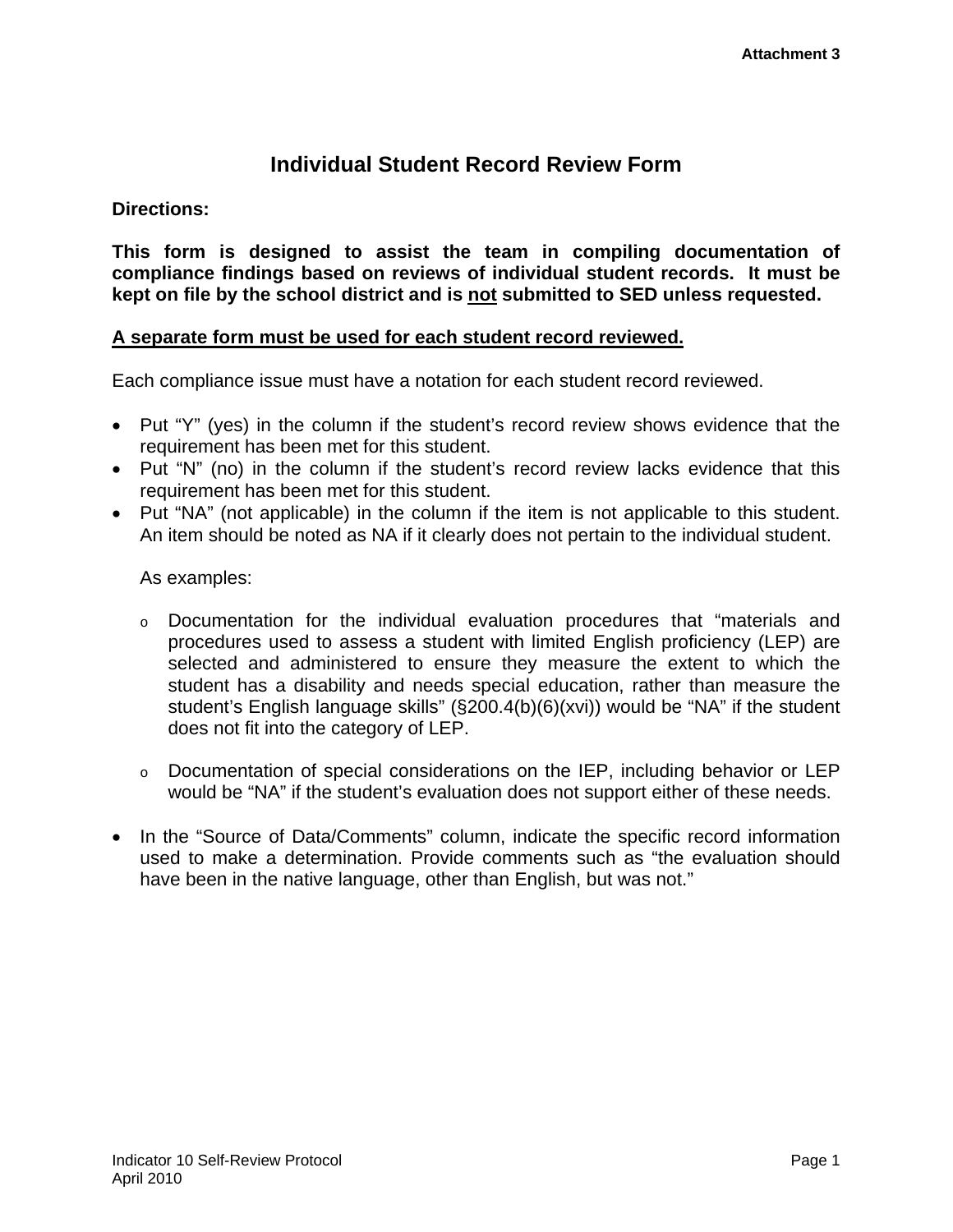Attachment 3

# Individual Student Record Review Form

**Directions:**

**This form is designed to assist the team in compiling documentation of compliance findings based on reviews of individual student records. It must be kept on file by the school district and is <u>not</u> submitted to SED unless requested.**

**<u>A separate form must be used for each student record reviewed.</u>**

Each compliance issue must have a notation for each student record reviewed.

- Put "Y" (yes) in the column if the student's record review shows evidence that the requirement has been met for this student.
- Put "N" (no) in the column if the student's record review lacks evidence that this requirement has been met for this student.
- Put "NA" (not applicable) in the column if the item is not applicable to this student. An item should be noted as NA if it clearly does not pertain to the individual student.

  As examples:

  - Documentation for the individual evaluation procedures that "materials and procedures used to assess a student with limited English proficiency (LEP) are selected and administered to ensure they measure the extent to which the student has a disability and needs special education, rather than measure the student's English language skills" (§200.4(b)(6)(xvi)) would be "NA" if the student does not fit into the category of LEP.
  - Documentation of special considerations on the IEP, including behavior or LEP would be "NA" if the student's evaluation does not support either of these needs.

- In the "Source of Data/Comments" column, indicate the specific record information used to make a determination. Provide comments such as "the evaluation should have been in the native language, other than English, but was not."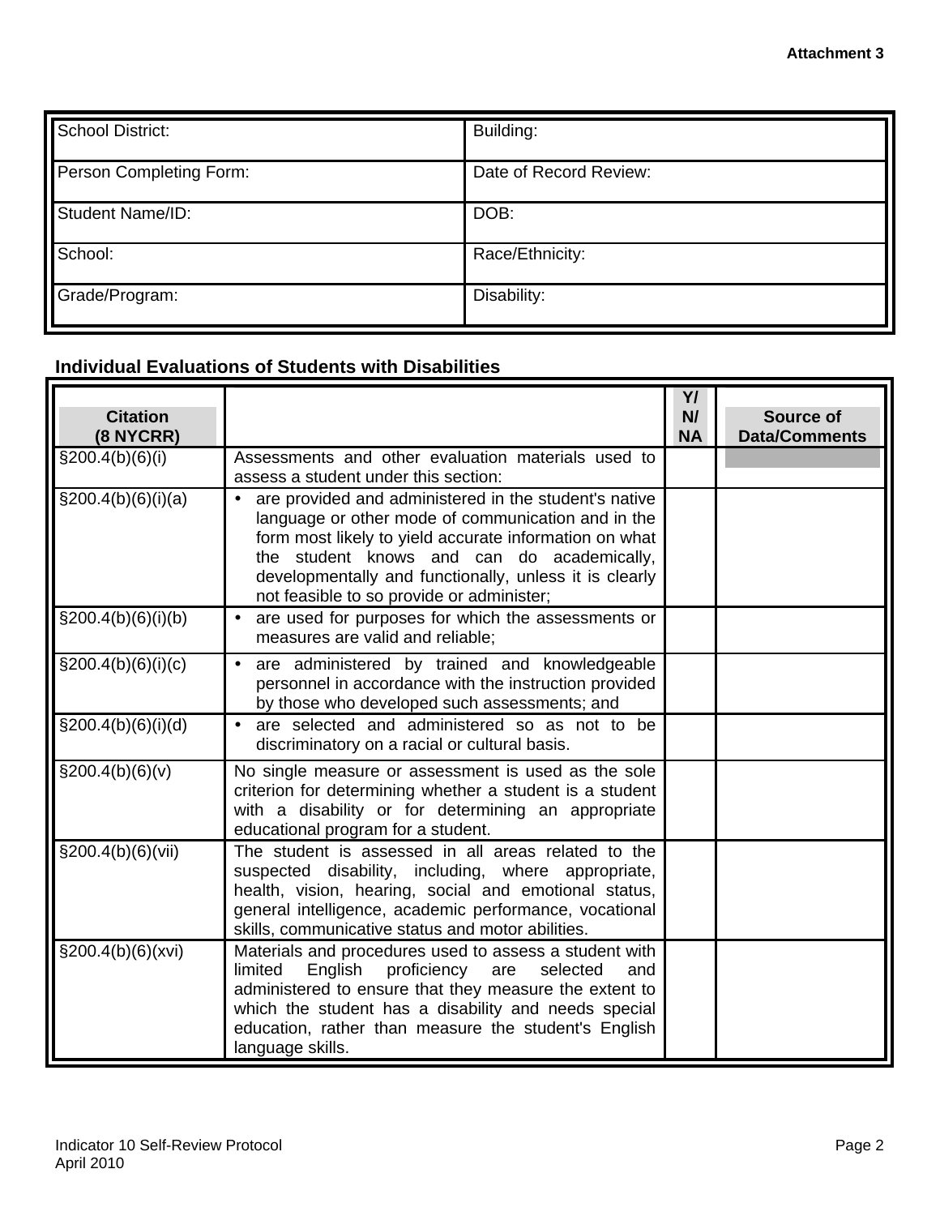**Attachment 3**

| School District: | Building: |
|---|---|
| Person Completing Form: | Date of Record Review: |
| Student Name/ID: | DOB: |
| School: | Race/Ethnicity: |
| Grade/Program: | Disability: |

**Individual Evaluations of Students with Disabilities**

| Citation (8 NYCRR) | | Y/ N/ NA | Source of Data/Comments |
|---|---|---|---|
| §200.4(b)(6)(i) | Assessments and other evaluation materials used to assess a student under this section: | | |
| §200.4(b)(6)(i)(a) | • are provided and administered in the student's native language or other mode of communication and in the form most likely to yield accurate information on what the student knows and can do academically, developmentally and functionally, unless it is clearly not feasible to so provide or administer; | | |
| §200.4(b)(6)(i)(b) | • are used for purposes for which the assessments or measures are valid and reliable; | | |
| §200.4(b)(6)(i)(c) | • are administered by trained and knowledgeable personnel in accordance with the instruction provided by those who developed such assessments; and | | |
| §200.4(b)(6)(i)(d) | • are selected and administered so as not to be discriminatory on a racial or cultural basis. | | |
| §200.4(b)(6)(v) | No single measure or assessment is used as the sole criterion for determining whether a student is a student with a disability or for determining an appropriate educational program for a student. | | |
| §200.4(b)(6)(vii) | The student is assessed in all areas related to the suspected disability, including, where appropriate, health, vision, hearing, social and emotional status, general intelligence, academic performance, vocational skills, communicative status and motor abilities. | | |
| §200.4(b)(6)(xvi) | Materials and procedures used to assess a student with limited English proficiency are selected and administered to ensure that they measure the extent to which the student has a disability and needs special education, rather than measure the student's English language skills. | | |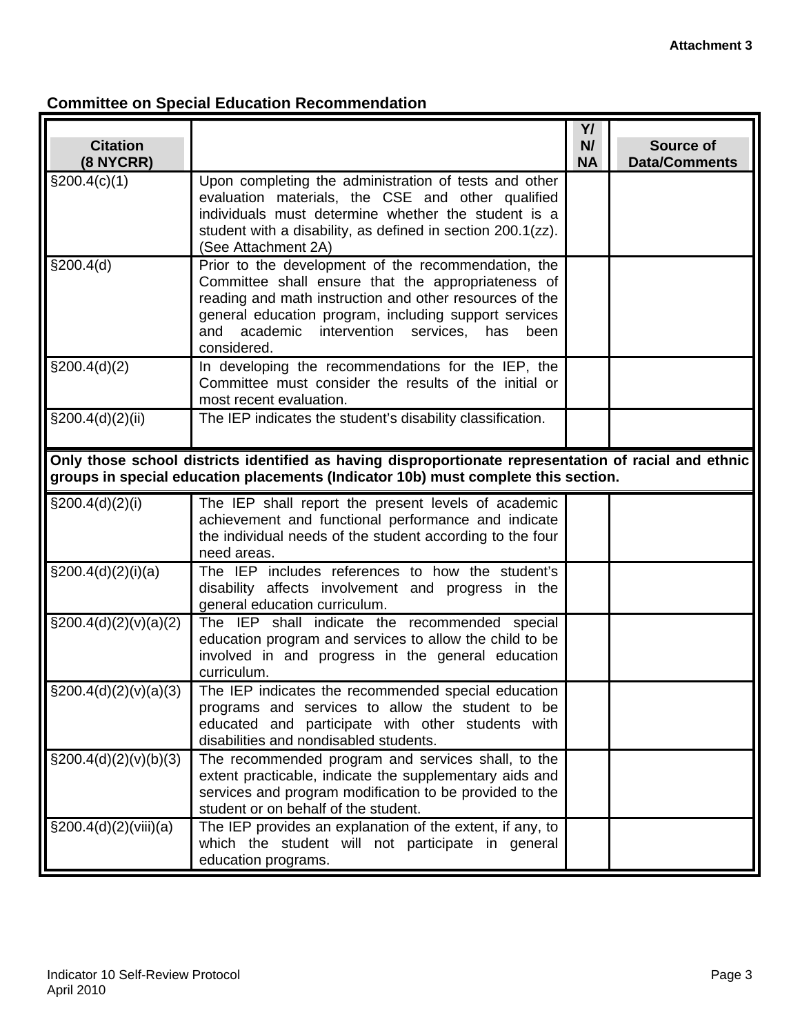Attachment 3

**Committee on Special Education Recommendation**

| Citation (8 NYCRR) | | Y/ N/ NA | Source of Data/Comments |
|---|---|---|---|
| §200.4(c)(1) | Upon completing the administration of tests and other evaluation materials, the CSE and other qualified individuals must determine whether the student is a student with a disability, as defined in section 200.1(zz). (See Attachment 2A) | | |
| §200.4(d) | Prior to the development of the recommendation, the Committee shall ensure that the appropriateness of reading and math instruction and other resources of the general education program, including support services and academic intervention services, has been considered. | | |
| §200.4(d)(2) | In developing the recommendations for the IEP, the Committee must consider the results of the initial or most recent evaluation. | | |
| §200.4(d)(2)(ii) | The IEP indicates the student's disability classification. | | |
| **Only those school districts identified as having disproportionate representation of racial and ethnic groups in special education placements (Indicator 10b) must complete this section.** | | | |
| §200.4(d)(2)(i) | The IEP shall report the present levels of academic achievement and functional performance and indicate the individual needs of the student according to the four need areas. | | |
| §200.4(d)(2)(i)(a) | The IEP includes references to how the student's disability affects involvement and progress in the general education curriculum. | | |
| §200.4(d)(2)(v)(a)(2) | The IEP shall indicate the recommended special education program and services to allow the child to be involved in and progress in the general education curriculum. | | |
| §200.4(d)(2)(v)(a)(3) | The IEP indicates the recommended special education programs and services to allow the student to be educated and participate with other students with disabilities and nondisabled students. | | |
| §200.4(d)(2)(v)(b)(3) | The recommended program and services shall, to the extent practicable, indicate the supplementary aids and services and program modification to be provided to the student or on behalf of the student. | | |
| §200.4(d)(2)(viii)(a) | The IEP provides an explanation of the extent, if any, to which the student will not participate in general education programs. | | |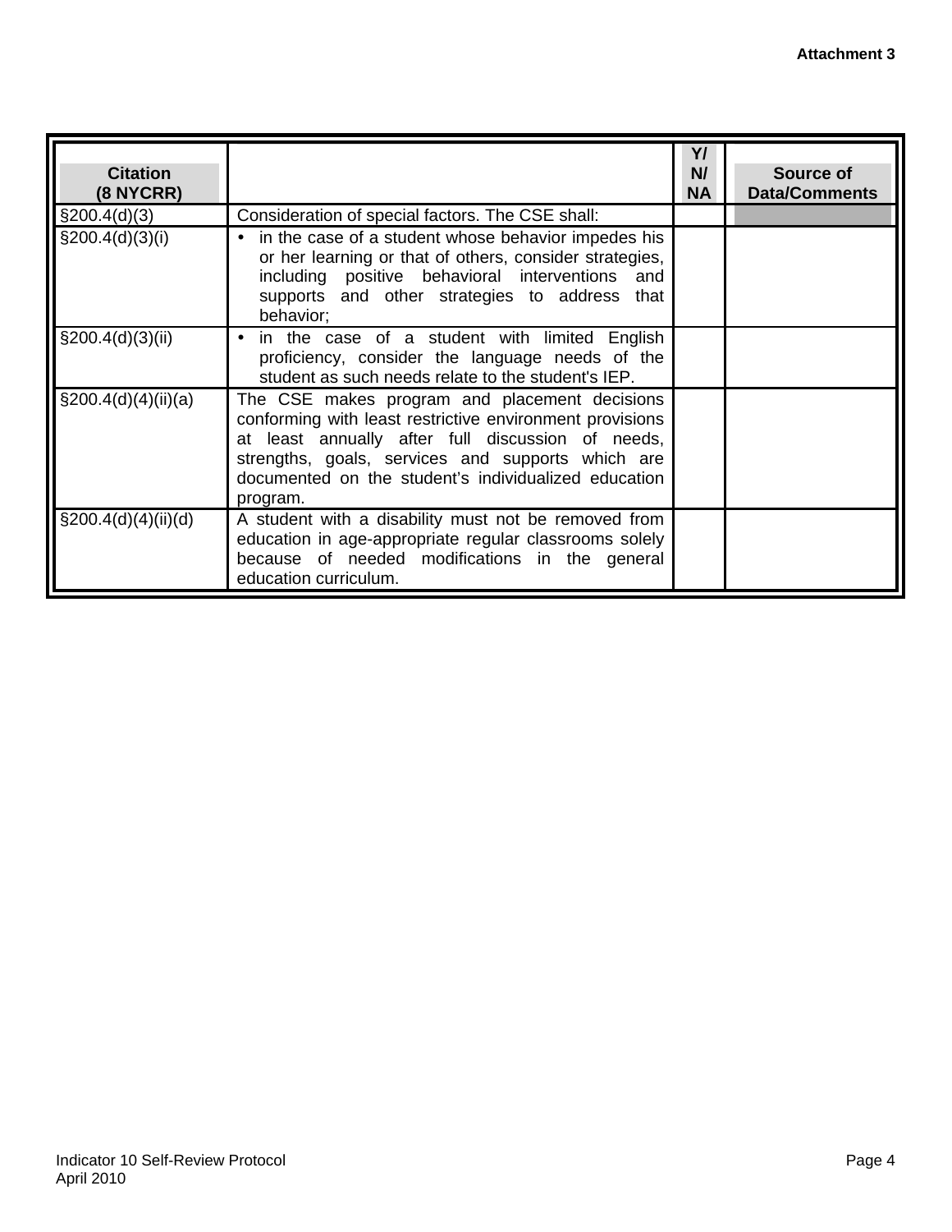| Citation (8 NYCRR) | | Y/ N/ NA | Source of Data/Comments |
|---|---|---|---|
| §200.4(d)(3) | Consideration of special factors. The CSE shall: | | |
| §200.4(d)(3)(i) | • in the case of a student whose behavior impedes his or her learning or that of others, consider strategies, including positive behavioral interventions and supports and other strategies to address that behavior; | | |
| §200.4(d)(3)(ii) | • in the case of a student with limited English proficiency, consider the language needs of the student as such needs relate to the student's IEP. | | |
| §200.4(d)(4)(ii)(a) | The CSE makes program and placement decisions conforming with least restrictive environment provisions at least annually after full discussion of needs, strengths, goals, services and supports which are documented on the student's individualized education program. | | |
| §200.4(d)(4)(ii)(d) | A student with a disability must not be removed from education in age-appropriate regular classrooms solely because of needed modifications in the general education curriculum. | | |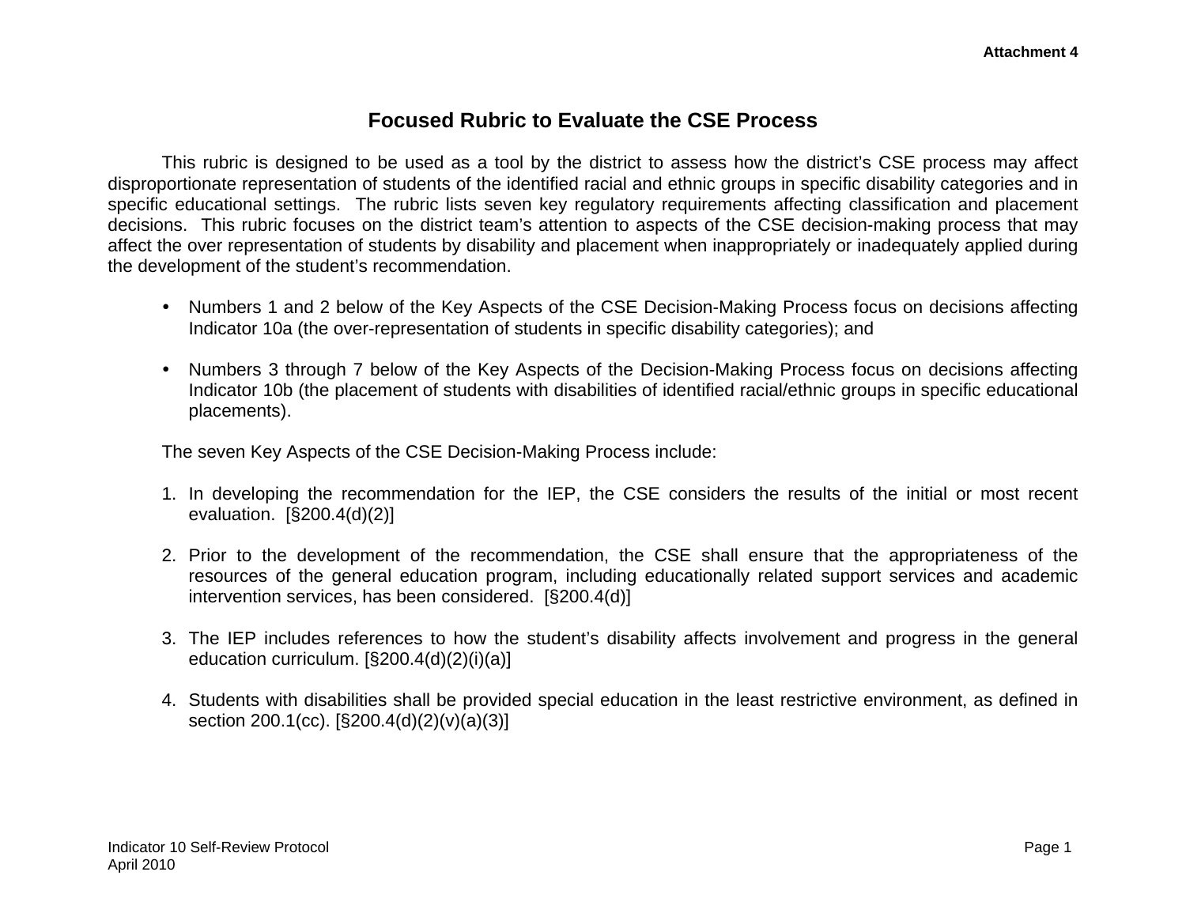Attachment 4

# Focused Rubric to Evaluate the CSE Process

This rubric is designed to be used as a tool by the district to assess how the district's CSE process may affect disproportionate representation of students of the identified racial and ethnic groups in specific disability categories and in specific educational settings. The rubric lists seven key regulatory requirements affecting classification and placement decisions. This rubric focuses on the district team's attention to aspects of the CSE decision-making process that may affect the over representation of students by disability and placement when inappropriately or inadequately applied during the development of the student's recommendation.

- Numbers 1 and 2 below of the Key Aspects of the CSE Decision-Making Process focus on decisions affecting Indicator 10a (the over-representation of students in specific disability categories); and
- Numbers 3 through 7 below of the Key Aspects of the Decision-Making Process focus on decisions affecting Indicator 10b (the placement of students with disabilities of identified racial/ethnic groups in specific educational placements).

The seven Key Aspects of the CSE Decision-Making Process include:

1. In developing the recommendation for the IEP, the CSE considers the results of the initial or most recent evaluation. [§200.4(d)(2)]

2. Prior to the development of the recommendation, the CSE shall ensure that the appropriateness of the resources of the general education program, including educationally related support services and academic intervention services, has been considered. [§200.4(d)]

3. The IEP includes references to how the student's disability affects involvement and progress in the general education curriculum. [§200.4(d)(2)(i)(a)]

4. Students with disabilities shall be provided special education in the least restrictive environment, as defined in section 200.1(cc). [§200.4(d)(2)(v)(a)(3)]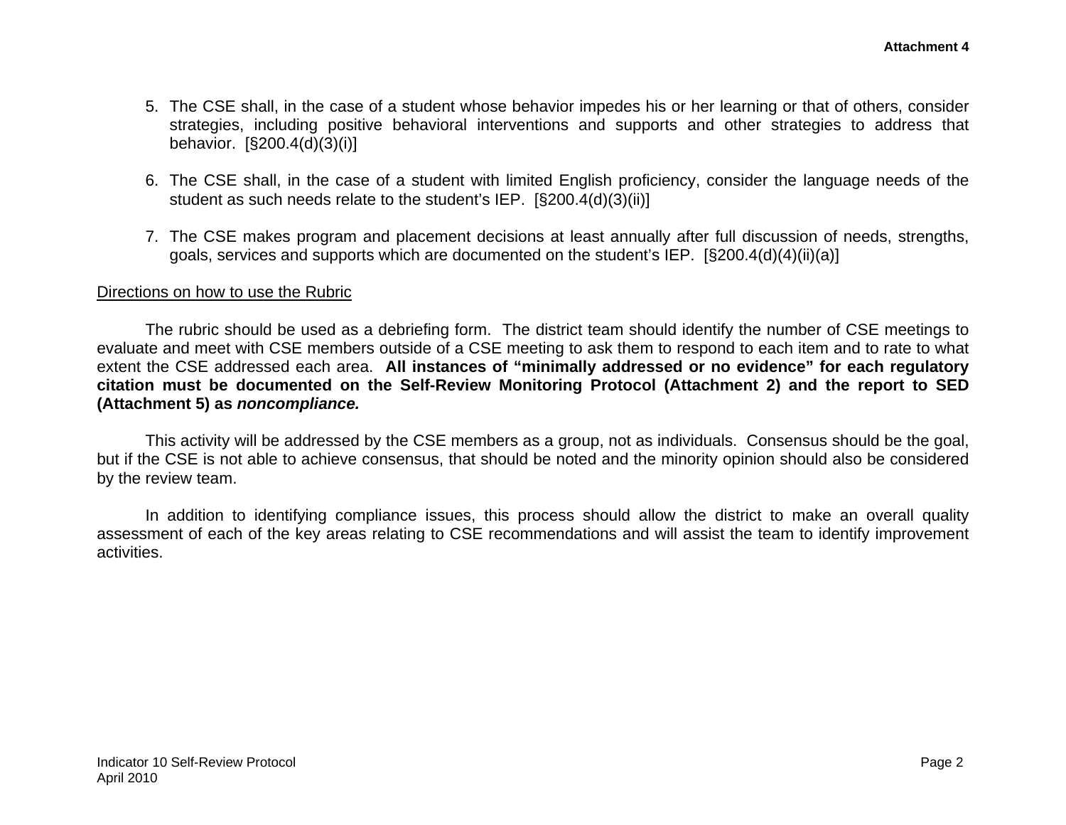5. The CSE shall, in the case of a student whose behavior impedes his or her learning or that of others, consider strategies, including positive behavioral interventions and supports and other strategies to address that behavior. [§200.4(d)(3)(i)]

6. The CSE shall, in the case of a student with limited English proficiency, consider the language needs of the student as such needs relate to the student's IEP. [§200.4(d)(3)(ii)]

7. The CSE makes program and placement decisions at least annually after full discussion of needs, strengths, goals, services and supports which are documented on the student's IEP. [§200.4(d)(4)(ii)(a)]

<u>Directions on how to use the Rubric</u>

The rubric should be used as a debriefing form. The district team should identify the number of CSE meetings to evaluate and meet with CSE members outside of a CSE meeting to ask them to respond to each item and to rate to what extent the CSE addressed each area. **All instances of "minimally addressed or no evidence" for each regulatory citation must be documented on the Self-Review Monitoring Protocol (Attachment 2) and the report to SED (Attachment 5) as *noncompliance.***

This activity will be addressed by the CSE members as a group, not as individuals. Consensus should be the goal, but if the CSE is not able to achieve consensus, that should be noted and the minority opinion should also be considered by the review team.

In addition to identifying compliance issues, this process should allow the district to make an overall quality assessment of each of the key areas relating to CSE recommendations and will assist the team to identify improvement activities.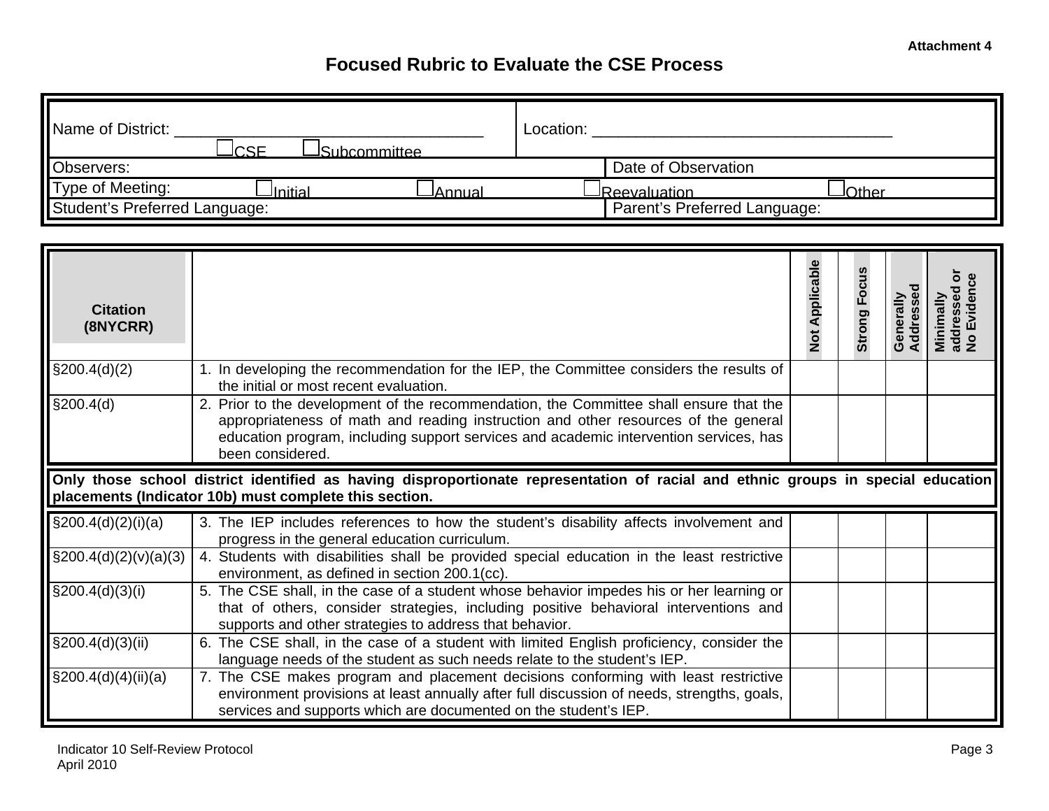Attachment 4

# Focused Rubric to Evaluate the CSE Process

| | |
|---|---|
| Name of District: ______________________________ ☐CSE ☐Subcommittee | Location: ______________________________ |
| Observers: | Date of Observation |
| Type of Meeting: ☐Initial ☐Annual ☐Reevaluation ☐Other | |
| Student's Preferred Language: | Parent's Preferred Language: |

| Citation (8NYCRR) | | Not Applicable | Strong Focus | Generally Addressed | Minimally addressed or No Evidence |
|---|---|---|---|---|---|
| §200.4(d)(2) | 1. In developing the recommendation for the IEP, the Committee considers the results of the initial or most recent evaluation. | | | | |
| §200.4(d) | 2. Prior to the development of the recommendation, the Committee shall ensure that the appropriateness of math and reading instruction and other resources of the general education program, including support services and academic intervention services, has been considered. | | | | |
| **Only those school district identified as having disproportionate representation of racial and ethnic groups in special education placements (Indicator 10b) must complete this section.** | | | | | |
| §200.4(d)(2)(i)(a) | 3. The IEP includes references to how the student's disability affects involvement and progress in the general education curriculum. | | | | |
| §200.4(d)(2)(v)(a)(3) | 4. Students with disabilities shall be provided special education in the least restrictive environment, as defined in section 200.1(cc). | | | | |
| §200.4(d)(3)(i) | 5. The CSE shall, in the case of a student whose behavior impedes his or her learning or that of others, consider strategies, including positive behavioral interventions and supports and other strategies to address that behavior. | | | | |
| §200.4(d)(3)(ii) | 6. The CSE shall, in the case of a student with limited English proficiency, consider the language needs of the student as such needs relate to the student's IEP. | | | | |
| §200.4(d)(4)(ii)(a) | 7. The CSE makes program and placement decisions conforming with least restrictive environment provisions at least annually after full discussion of needs, strengths, goals, services and supports which are documented on the student's IEP. | | | | |

Indicator 10 Self-Review Protocol
April 2010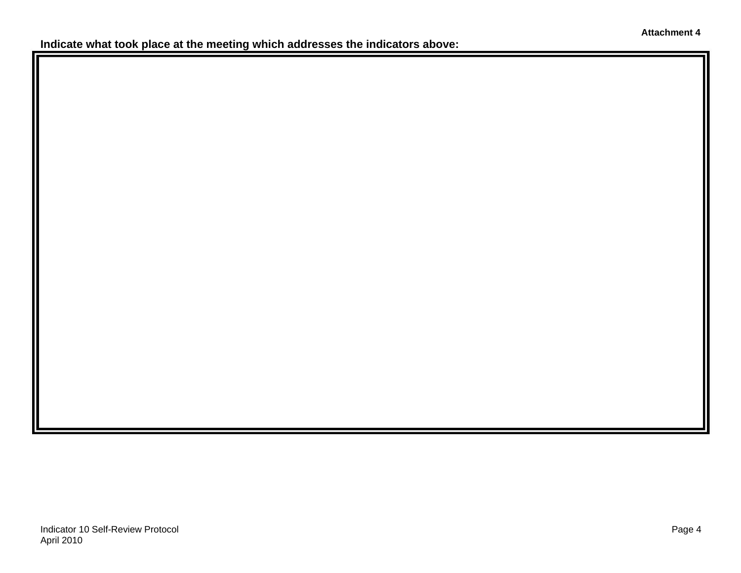**Attachment 4**

**Indicate what took place at the meeting which addresses the indicators above:**

| |
|---|
| |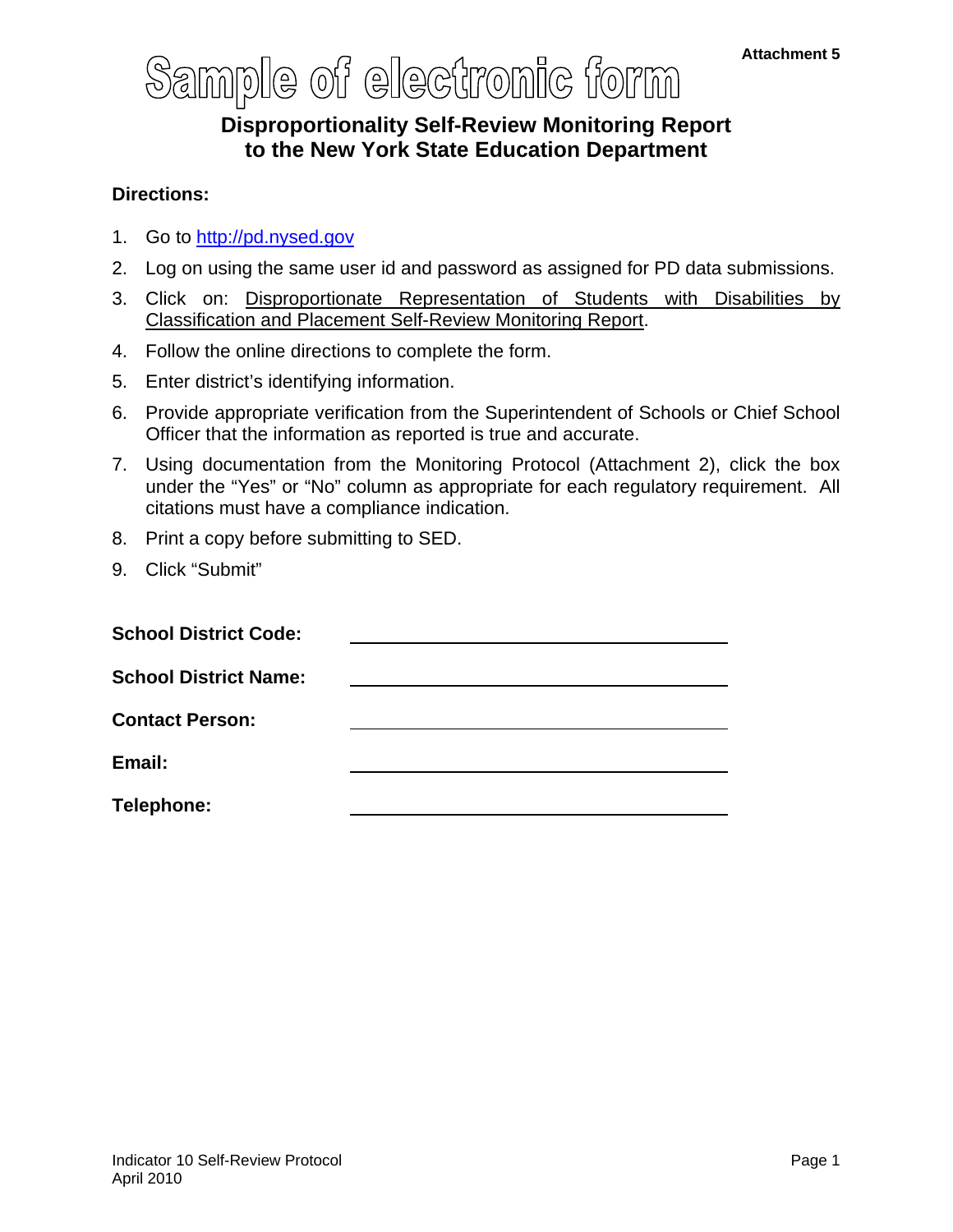Attachment 5

# Sample of electronic form

## Disproportionality Self-Review Monitoring Report to the New York State Education Department

**Directions:**

1. Go to http://pd.nysed.gov
2. Log on using the same user id and password as assigned for PD data submissions.
3. Click on: Disproportionate Representation of Students with Disabilities by Classification and Placement Self-Review Monitoring Report.
4. Follow the online directions to complete the form.
5. Enter district's identifying information.
6. Provide appropriate verification from the Superintendent of Schools or Chief School Officer that the information as reported is true and accurate.
7. Using documentation from the Monitoring Protocol (Attachment 2), click the box under the "Yes" or "No" column as appropriate for each regulatory requirement. All citations must have a compliance indication.
8. Print a copy before submitting to SED.
9. Click "Submit"

**School District Code:** ______________________________

**School District Name:** ______________________________

**Contact Person:** ______________________________

**Email:** ______________________________

**Telephone:** ______________________________

Indicator 10 Self-Review Protocol
April 2010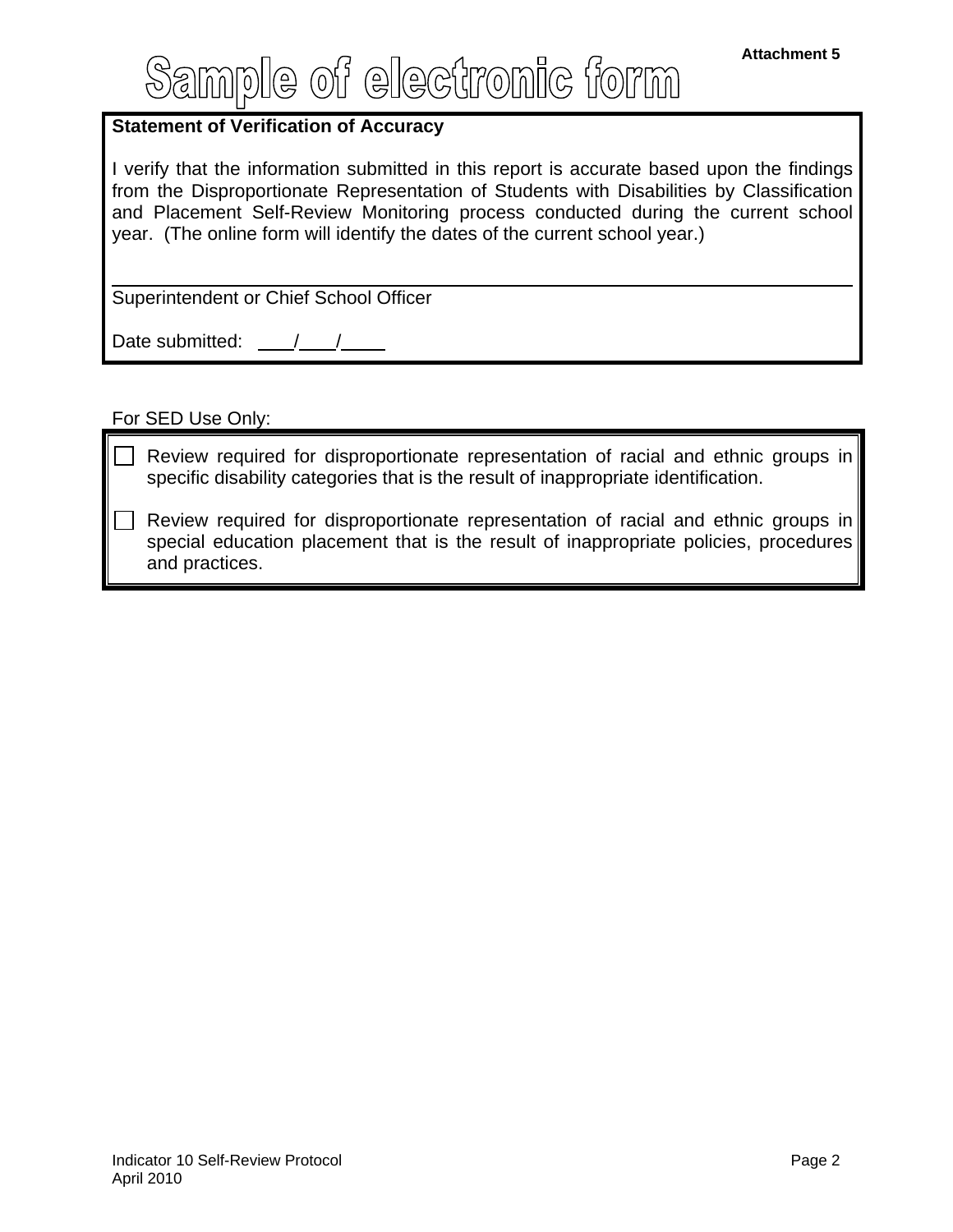Attachment 5

# Sample of electronic form

**Statement of Verification of Accuracy**

I verify that the information submitted in this report is accurate based upon the findings from the Disproportionate Representation of Students with Disabilities by Classification and Placement Self-Review Monitoring process conducted during the current school year. (The online form will identify the dates of the current school year.)

\_\_\_\_\_\_\_\_\_\_\_\_\_\_\_\_\_\_\_\_\_\_\_\_\_\_\_\_\_\_\_\_\_\_\_\_\_\_\_\_\_\_\_\_\_\_\_\_

Superintendent or Chief School Officer

Date submitted: \_\_\_/\_\_\_/\_\_\_\_

For SED Use Only:

- ☐ Review required for disproportionate representation of racial and ethnic groups in specific disability categories that is the result of inappropriate identification.
- ☐ Review required for disproportionate representation of racial and ethnic groups in special education placement that is the result of inappropriate policies, procedures and practices.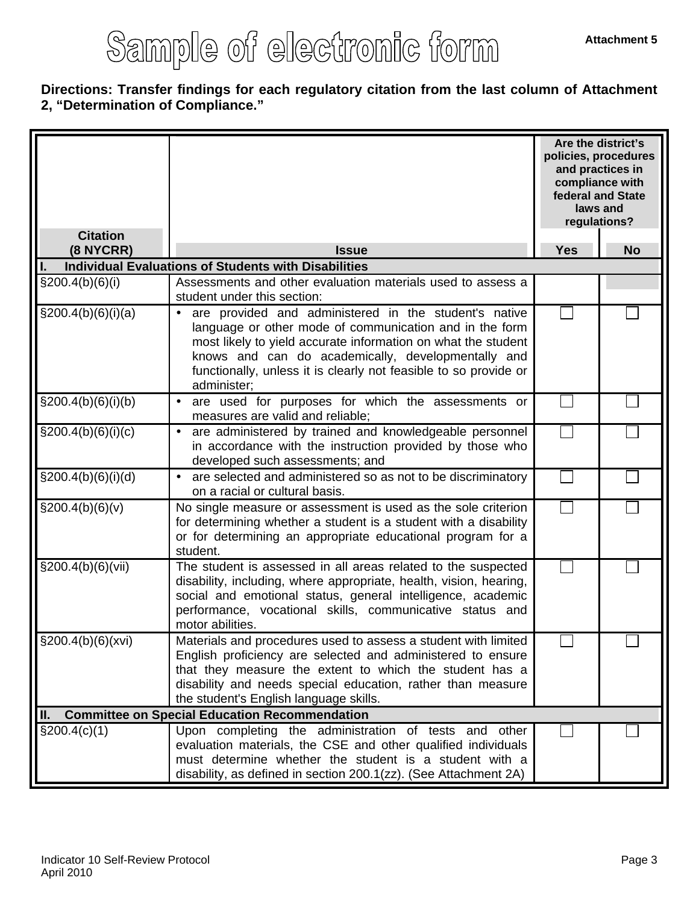# Sample of electronic form

**Attachment 5**

**Directions: Transfer findings for each regulatory citation from the last column of Attachment 2, "Determination of Compliance."**

| Citation (8 NYCRR) | Issue | Are the district's policies, procedures and practices in compliance with federal and State laws and regulations? | |
|---|---|---|---|
| | | **Yes** | **No** |
| **I. Individual Evaluations of Students with Disabilities** | | | |
| §200.4(b)(6)(i) | Assessments and other evaluation materials used to assess a student under this section: | | |
| §200.4(b)(6)(i)(a) | • are provided and administered in the student's native language or other mode of communication and in the form most likely to yield accurate information on what the student knows and can do academically, developmentally and functionally, unless it is clearly not feasible to so provide or administer; | ☐ | ☐ |
| §200.4(b)(6)(i)(b) | • are used for purposes for which the assessments or measures are valid and reliable; | ☐ | ☐ |
| §200.4(b)(6)(i)(c) | • are administered by trained and knowledgeable personnel in accordance with the instruction provided by those who developed such assessments; and | ☐ | ☐ |
| §200.4(b)(6)(i)(d) | • are selected and administered so as not to be discriminatory on a racial or cultural basis. | ☐ | ☐ |
| §200.4(b)(6)(v) | No single measure or assessment is used as the sole criterion for determining whether a student is a student with a disability or for determining an appropriate educational program for a student. | ☐ | ☐ |
| §200.4(b)(6)(vii) | The student is assessed in all areas related to the suspected disability, including, where appropriate, health, vision, hearing, social and emotional status, general intelligence, academic performance, vocational skills, communicative status and motor abilities. | ☐ | ☐ |
| §200.4(b)(6)(xvi) | Materials and procedures used to assess a student with limited English proficiency are selected and administered to ensure that they measure the extent to which the student has a disability and needs special education, rather than measure the student's English language skills. | ☐ | ☐ |
| **II. Committee on Special Education Recommendation** | | | |
| §200.4(c)(1) | Upon completing the administration of tests and other evaluation materials, the CSE and other qualified individuals must determine whether the student is a student with a disability, as defined in section 200.1(zz). (See Attachment 2A) | ☐ | ☐ |

Indicator 10 Self-Review Protocol
April 2010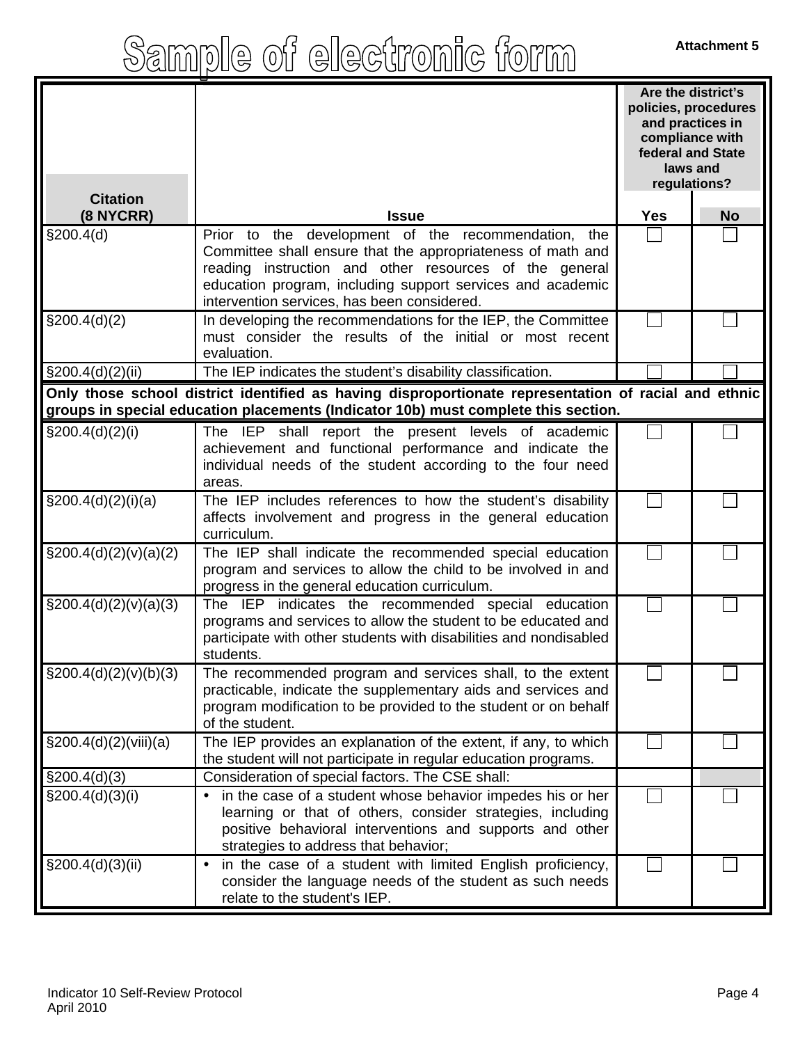# Sample of electronic form

Attachment 5

| Citation (8 NYCRR) | Issue | Are the district's policies, procedures and practices in compliance with federal and State laws and regulations? | |
|---|---|---|---|
| | | Yes | No |
| §200.4(d) | Prior to the development of the recommendation, the Committee shall ensure that the appropriateness of math and reading instruction and other resources of the general education program, including support services and academic intervention services, has been considered. | ☐ | ☐ |
| §200.4(d)(2) | In developing the recommendations for the IEP, the Committee must consider the results of the initial or most recent evaluation. | ☐ | ☐ |
| §200.4(d)(2)(ii) | The IEP indicates the student's disability classification. | ☐ | ☐ |
| **Only those school district identified as having disproportionate representation of racial and ethnic groups in special education placements (Indicator 10b) must complete this section.** | | | |
| §200.4(d)(2)(i) | The IEP shall report the present levels of academic achievement and functional performance and indicate the individual needs of the student according to the four need areas. | ☐ | ☐ |
| §200.4(d)(2)(i)(a) | The IEP includes references to how the student's disability affects involvement and progress in the general education curriculum. | ☐ | ☐ |
| §200.4(d)(2)(v)(a)(2) | The IEP shall indicate the recommended special education program and services to allow the child to be involved in and progress in the general education curriculum. | ☐ | ☐ |
| §200.4(d)(2)(v)(a)(3) | The IEP indicates the recommended special education programs and services to allow the student to be educated and participate with other students with disabilities and nondisabled students. | ☐ | ☐ |
| §200.4(d)(2)(v)(b)(3) | The recommended program and services shall, to the extent practicable, indicate the supplementary aids and services and program modification to be provided to the student or on behalf of the student. | ☐ | ☐ |
| §200.4(d)(2)(viii)(a) | The IEP provides an explanation of the extent, if any, to which the student will not participate in regular education programs. | ☐ | ☐ |
| §200.4(d)(3) | Consideration of special factors. The CSE shall: | | |
| §200.4(d)(3)(i) | • in the case of a student whose behavior impedes his or her learning or that of others, consider strategies, including positive behavioral interventions and supports and other strategies to address that behavior; | ☐ | ☐ |
| §200.4(d)(3)(ii) | • in the case of a student with limited English proficiency, consider the language needs of the student as such needs relate to the student's IEP. | ☐ | ☐ |

Indicator 10 Self-Review Protocol
April 2010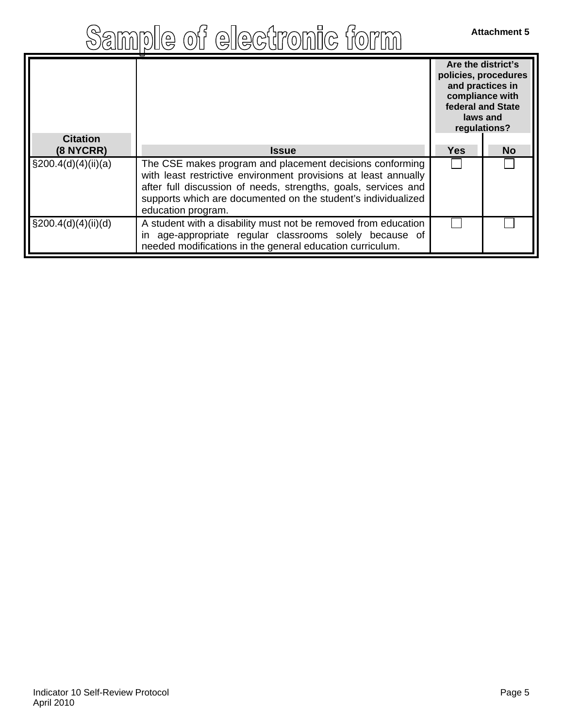# Sample of electronic form

**Attachment 5**

| Citation (8 NYCRR) | Issue | Are the district's policies, procedures and practices in compliance with federal and State laws and regulations? | |
|---|---|---|---|
| | | **Yes** | **No** |
| §200.4(d)(4)(ii)(a) | The CSE makes program and placement decisions conforming with least restrictive environment provisions at least annually after full discussion of needs, strengths, goals, services and supports which are documented on the student's individualized education program. | ☐ | ☐ |
| §200.4(d)(4)(ii)(d) | A student with a disability must not be removed from education in age-appropriate regular classrooms solely because of needed modifications in the general education curriculum. | ☐ | ☐ |